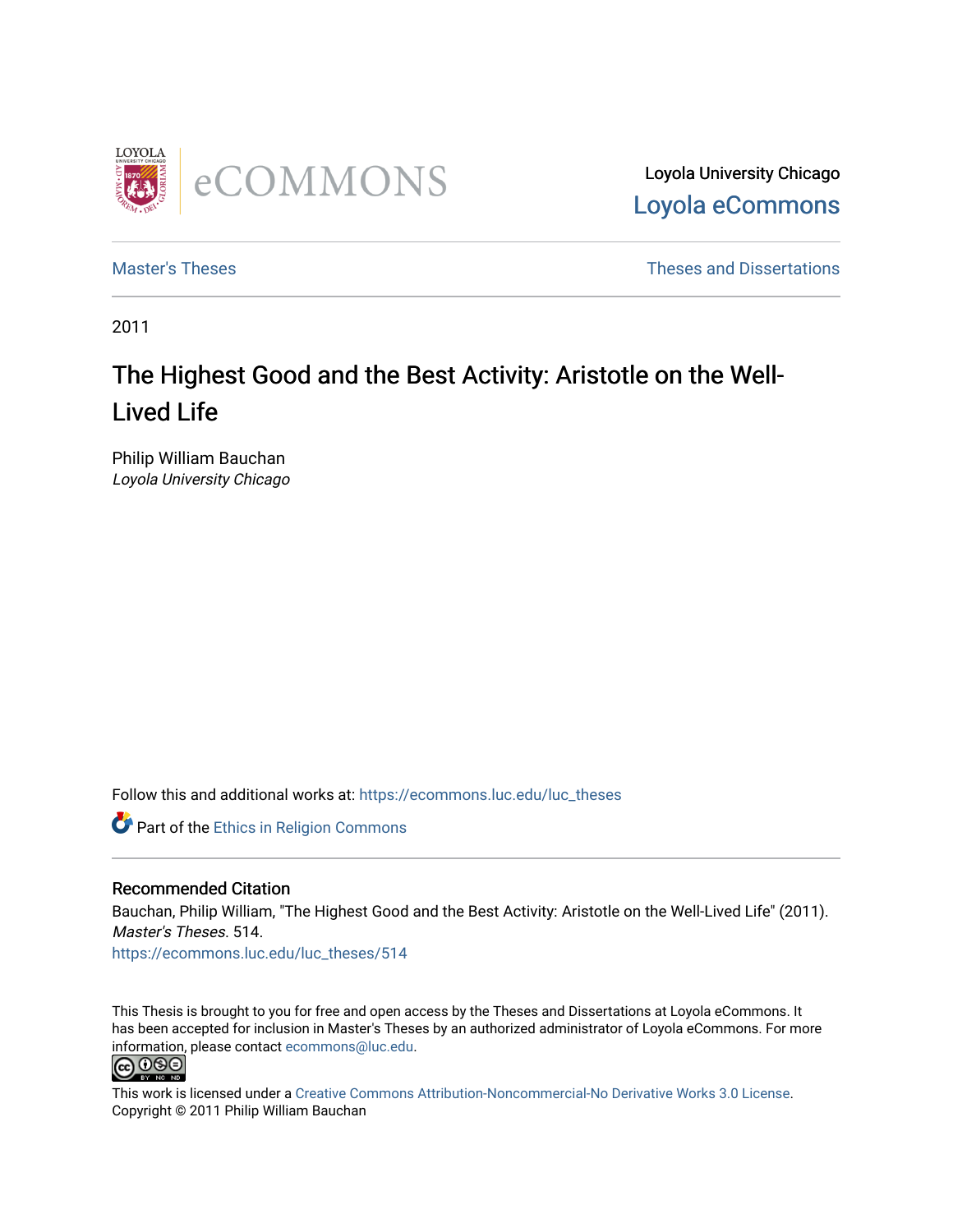Loyola University Chicago
Loyola eCommons

Master's Theses | Theses and Dissertations

2011

# The Highest Good and the Best Activity: Aristotle on the Well-Lived Life

Philip William Bauchan
*Loyola University Chicago*

Follow this and additional works at: https://ecommons.luc.edu/luc_theses

Part of the Ethics in Religion Commons

### Recommended Citation

Bauchan, Philip William, "The Highest Good and the Best Activity: Aristotle on the Well-Lived Life" (2011). *Master's Theses*. 514.
https://ecommons.luc.edu/luc_theses/514

This Thesis is brought to you for free and open access by the Theses and Dissertations at Loyola eCommons. It has been accepted for inclusion in Master's Theses by an authorized administrator of Loyola eCommons. For more information, please contact ecommons@luc.edu.

This work is licensed under a Creative Commons Attribution-Noncommercial-No Derivative Works 3.0 License.
Copyright © 2011 Philip William Bauchan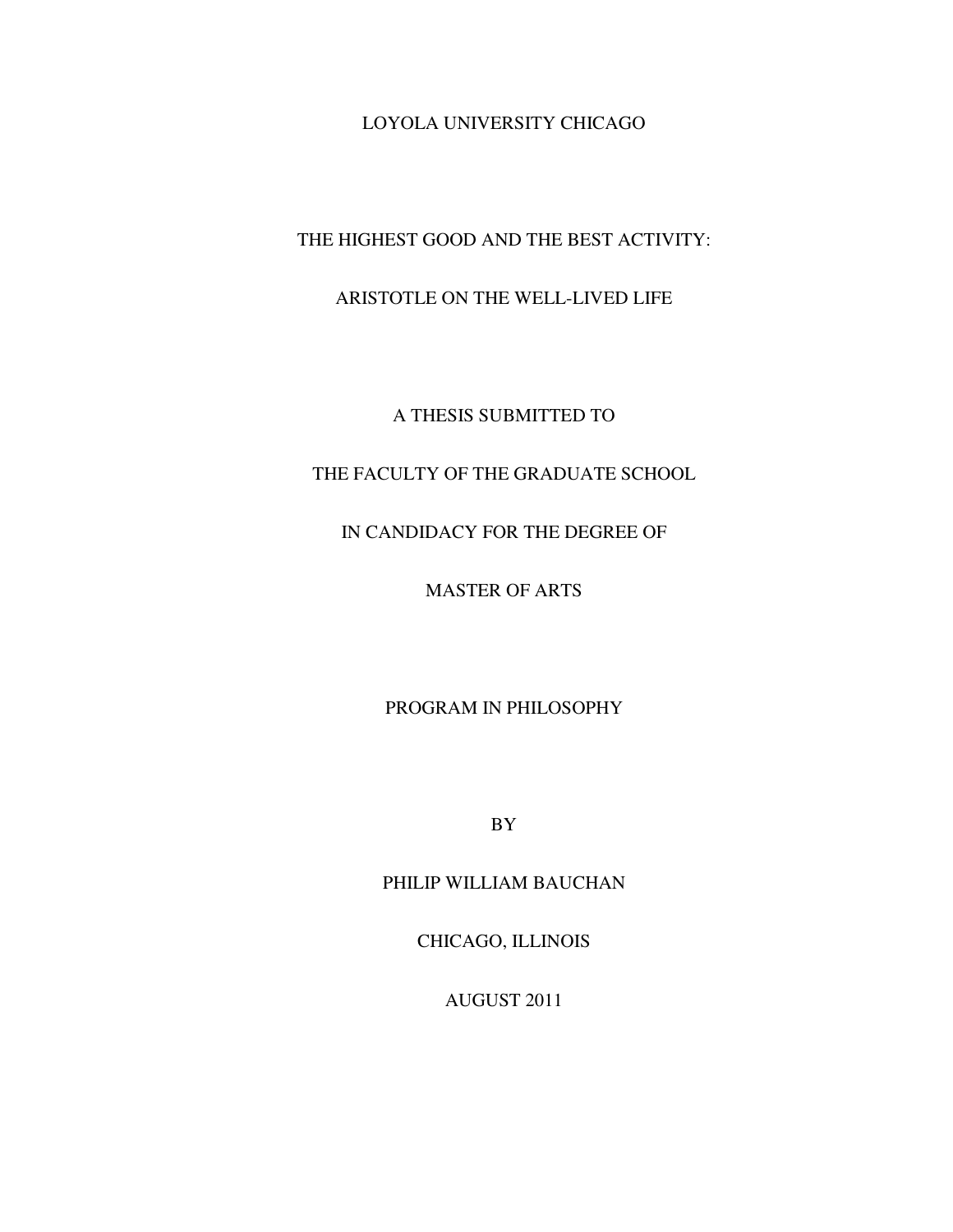LOYOLA UNIVERSITY CHICAGO

# THE HIGHEST GOOD AND THE BEST ACTIVITY:

# ARISTOTLE ON THE WELL-LIVED LIFE

A THESIS SUBMITTED TO

THE FACULTY OF THE GRADUATE SCHOOL

IN CANDIDACY FOR THE DEGREE OF

MASTER OF ARTS

PROGRAM IN PHILOSOPHY

BY

PHILIP WILLIAM BAUCHAN

CHICAGO, ILLINOIS

AUGUST 2011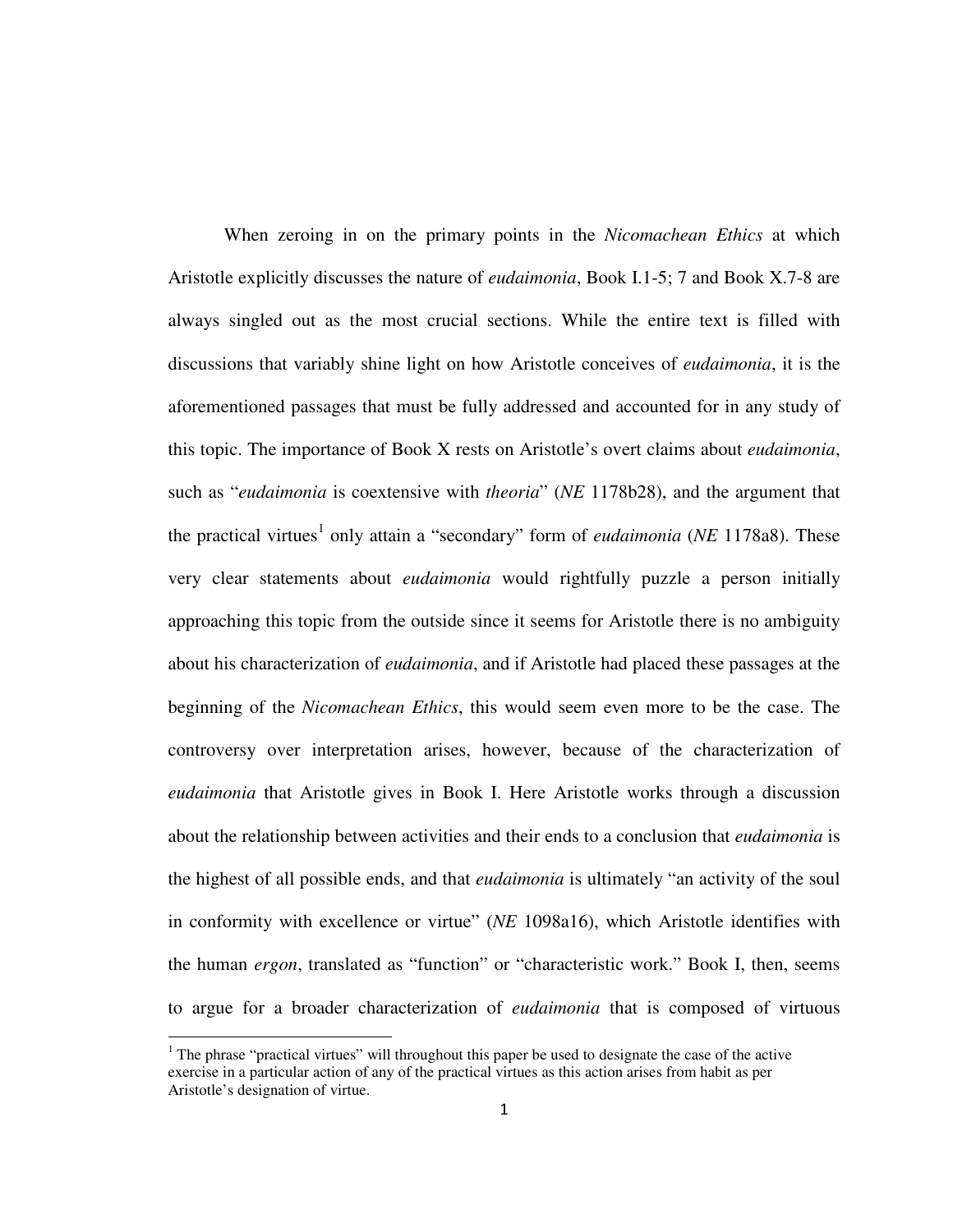When zeroing in on the primary points in the *Nicomachean Ethics* at which Aristotle explicitly discusses the nature of *eudaimonia*, Book I.1-5; 7 and Book X.7-8 are always singled out as the most crucial sections. While the entire text is filled with discussions that variably shine light on how Aristotle conceives of *eudaimonia*, it is the aforementioned passages that must be fully addressed and accounted for in any study of this topic. The importance of Book X rests on Aristotle's overt claims about *eudaimonia*, such as "*eudaimonia* is coextensive with *theoria*" (*NE* 1178b28), and the argument that the practical virtues[1] only attain a "secondary" form of *eudaimonia* (*NE* 1178a8). These very clear statements about *eudaimonia* would rightfully puzzle a person initially approaching this topic from the outside since it seems for Aristotle there is no ambiguity about his characterization of *eudaimonia*, and if Aristotle had placed these passages at the beginning of the *Nicomachean Ethics*, this would seem even more to be the case. The controversy over interpretation arises, however, because of the characterization of *eudaimonia* that Aristotle gives in Book I. Here Aristotle works through a discussion about the relationship between activities and their ends to a conclusion that *eudaimonia* is the highest of all possible ends, and that *eudaimonia* is ultimately "an activity of the soul in conformity with excellence or virtue" (*NE* 1098a16), which Aristotle identifies with the human *ergon*, translated as "function" or "characteristic work." Book I, then, seems to argue for a broader characterization of *eudaimonia* that is composed of virtuous

[1] The phrase "practical virtues" will throughout this paper be used to designate the case of the active exercise in a particular action of any of the practical virtues as this action arises from habit as per Aristotle's designation of virtue.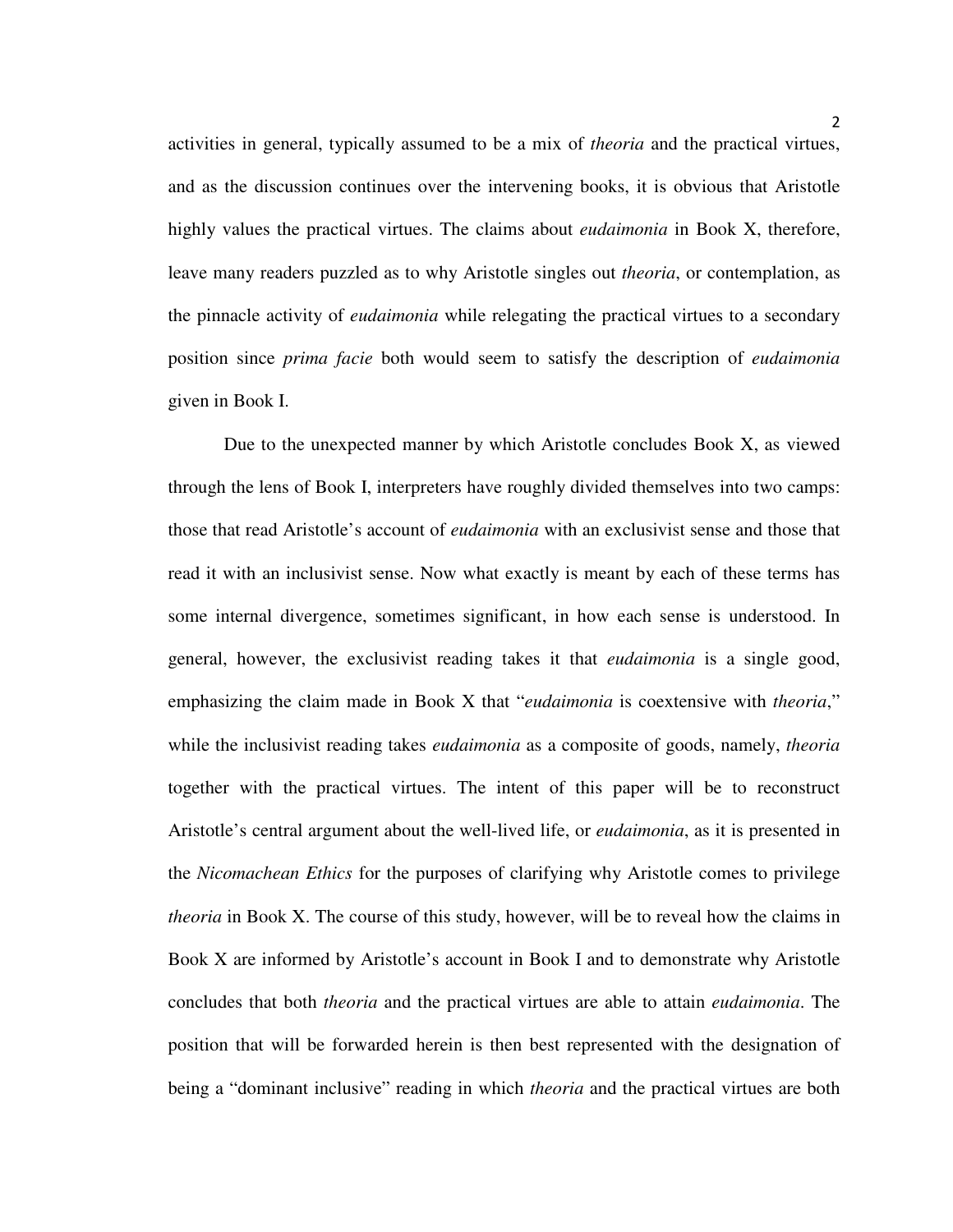activities in general, typically assumed to be a mix of *theoria* and the practical virtues, and as the discussion continues over the intervening books, it is obvious that Aristotle highly values the practical virtues. The claims about *eudaimonia* in Book X, therefore, leave many readers puzzled as to why Aristotle singles out *theoria*, or contemplation, as the pinnacle activity of *eudaimonia* while relegating the practical virtues to a secondary position since *prima facie* both would seem to satisfy the description of *eudaimonia* given in Book I.

Due to the unexpected manner by which Aristotle concludes Book X, as viewed through the lens of Book I, interpreters have roughly divided themselves into two camps: those that read Aristotle's account of *eudaimonia* with an exclusivist sense and those that read it with an inclusivist sense. Now what exactly is meant by each of these terms has some internal divergence, sometimes significant, in how each sense is understood. In general, however, the exclusivist reading takes it that *eudaimonia* is a single good, emphasizing the claim made in Book X that "*eudaimonia* is coextensive with *theoria*," while the inclusivist reading takes *eudaimonia* as a composite of goods, namely, *theoria* together with the practical virtues. The intent of this paper will be to reconstruct Aristotle's central argument about the well-lived life, or *eudaimonia*, as it is presented in the *Nicomachean Ethics* for the purposes of clarifying why Aristotle comes to privilege *theoria* in Book X. The course of this study, however, will be to reveal how the claims in Book X are informed by Aristotle's account in Book I and to demonstrate why Aristotle concludes that both *theoria* and the practical virtues are able to attain *eudaimonia*. The position that will be forwarded herein is then best represented with the designation of being a "dominant inclusive" reading in which *theoria* and the practical virtues are both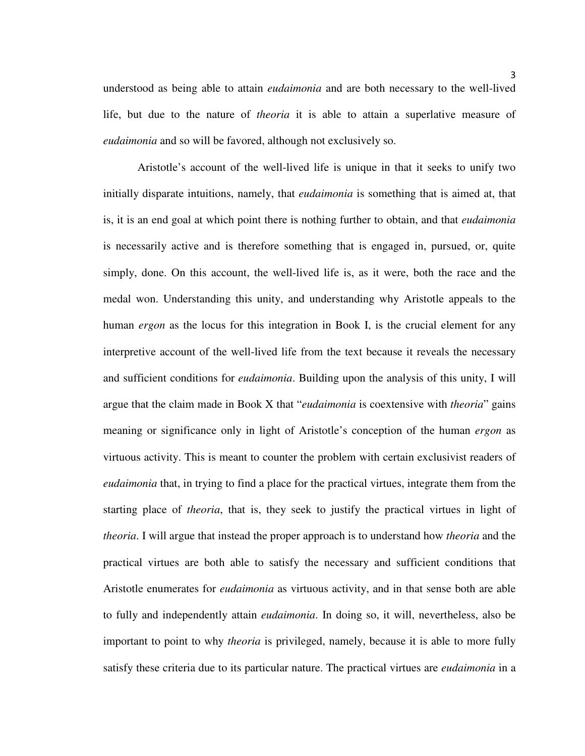understood as being able to attain *eudaimonia* and are both necessary to the well-lived life, but due to the nature of *theoria* it is able to attain a superlative measure of *eudaimonia* and so will be favored, although not exclusively so.

Aristotle's account of the well-lived life is unique in that it seeks to unify two initially disparate intuitions, namely, that *eudaimonia* is something that is aimed at, that is, it is an end goal at which point there is nothing further to obtain, and that *eudaimonia* is necessarily active and is therefore something that is engaged in, pursued, or, quite simply, done. On this account, the well-lived life is, as it were, both the race and the medal won. Understanding this unity, and understanding why Aristotle appeals to the human *ergon* as the locus for this integration in Book I, is the crucial element for any interpretive account of the well-lived life from the text because it reveals the necessary and sufficient conditions for *eudaimonia*. Building upon the analysis of this unity, I will argue that the claim made in Book X that "*eudaimonia* is coextensive with *theoria*" gains meaning or significance only in light of Aristotle's conception of the human *ergon* as virtuous activity. This is meant to counter the problem with certain exclusivist readers of *eudaimonia* that, in trying to find a place for the practical virtues, integrate them from the starting place of *theoria*, that is, they seek to justify the practical virtues in light of *theoria*. I will argue that instead the proper approach is to understand how *theoria* and the practical virtues are both able to satisfy the necessary and sufficient conditions that Aristotle enumerates for *eudaimonia* as virtuous activity, and in that sense both are able to fully and independently attain *eudaimonia*. In doing so, it will, nevertheless, also be important to point to why *theoria* is privileged, namely, because it is able to more fully satisfy these criteria due to its particular nature. The practical virtues are *eudaimonia* in a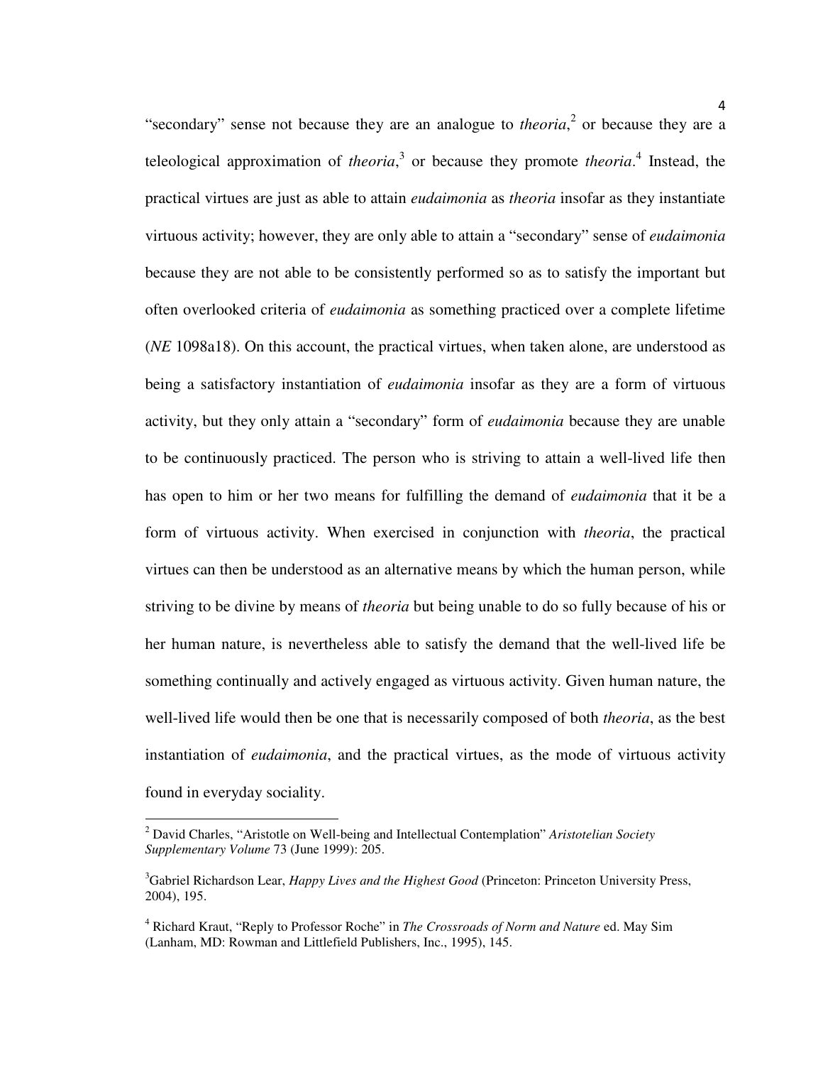"secondary" sense not because they are an analogue to *theoria*,[2] or because they are a teleological approximation of *theoria*,[3] or because they promote *theoria*.[4] Instead, the practical virtues are just as able to attain *eudaimonia* as *theoria* insofar as they instantiate virtuous activity; however, they are only able to attain a "secondary" sense of *eudaimonia* because they are not able to be consistently performed so as to satisfy the important but often overlooked criteria of *eudaimonia* as something practiced over a complete lifetime (*NE* 1098a18). On this account, the practical virtues, when taken alone, are understood as being a satisfactory instantiation of *eudaimonia* insofar as they are a form of virtuous activity, but they only attain a "secondary" form of *eudaimonia* because they are unable to be continuously practiced. The person who is striving to attain a well-lived life then has open to him or her two means for fulfilling the demand of *eudaimonia* that it be a form of virtuous activity. When exercised in conjunction with *theoria*, the practical virtues can then be understood as an alternative means by which the human person, while striving to be divine by means of *theoria* but being unable to do so fully because of his or her human nature, is nevertheless able to satisfy the demand that the well-lived life be something continually and actively engaged as virtuous activity. Given human nature, the well-lived life would then be one that is necessarily composed of both *theoria*, as the best instantiation of *eudaimonia*, and the practical virtues, as the mode of virtuous activity found in everyday sociality.

---

[2] David Charles, "Aristotle on Well-being and Intellectual Contemplation" *Aristotelian Society Supplementary Volume* 73 (June 1999): 205.

[3] Gabriel Richardson Lear, *Happy Lives and the Highest Good* (Princeton: Princeton University Press, 2004), 195.

[4] Richard Kraut, "Reply to Professor Roche" in *The Crossroads of Norm and Nature* ed. May Sim (Lanham, MD: Rowman and Littlefield Publishers, Inc., 1995), 145.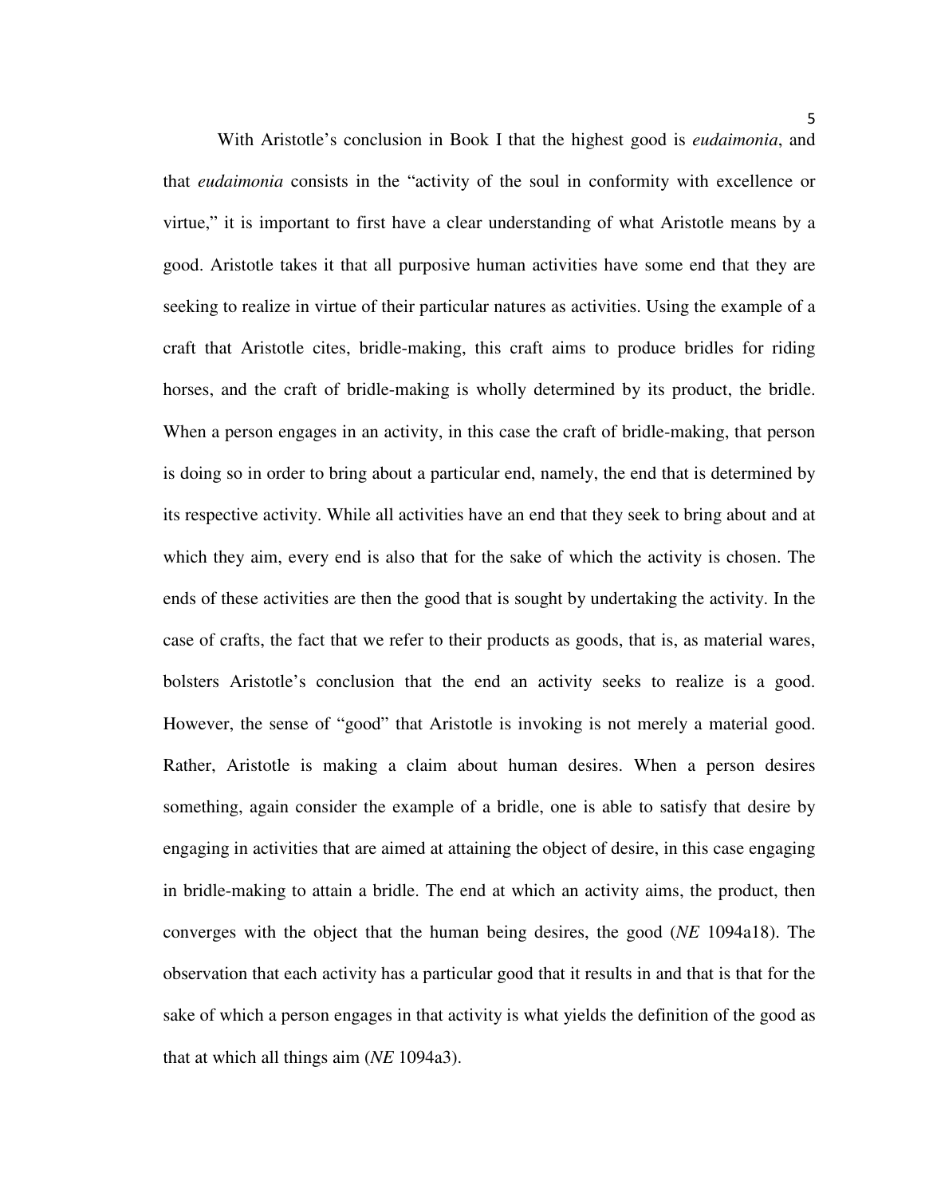With Aristotle's conclusion in Book I that the highest good is *eudaimonia*, and that *eudaimonia* consists in the "activity of the soul in conformity with excellence or virtue," it is important to first have a clear understanding of what Aristotle means by a good. Aristotle takes it that all purposive human activities have some end that they are seeking to realize in virtue of their particular natures as activities. Using the example of a craft that Aristotle cites, bridle-making, this craft aims to produce bridles for riding horses, and the craft of bridle-making is wholly determined by its product, the bridle. When a person engages in an activity, in this case the craft of bridle-making, that person is doing so in order to bring about a particular end, namely, the end that is determined by its respective activity. While all activities have an end that they seek to bring about and at which they aim, every end is also that for the sake of which the activity is chosen. The ends of these activities are then the good that is sought by undertaking the activity. In the case of crafts, the fact that we refer to their products as goods, that is, as material wares, bolsters Aristotle's conclusion that the end an activity seeks to realize is a good. However, the sense of "good" that Aristotle is invoking is not merely a material good. Rather, Aristotle is making a claim about human desires. When a person desires something, again consider the example of a bridle, one is able to satisfy that desire by engaging in activities that are aimed at attaining the object of desire, in this case engaging in bridle-making to attain a bridle. The end at which an activity aims, the product, then converges with the object that the human being desires, the good (*NE* 1094a18). The observation that each activity has a particular good that it results in and that is that for the sake of which a person engages in that activity is what yields the definition of the good as that at which all things aim (*NE* 1094a3).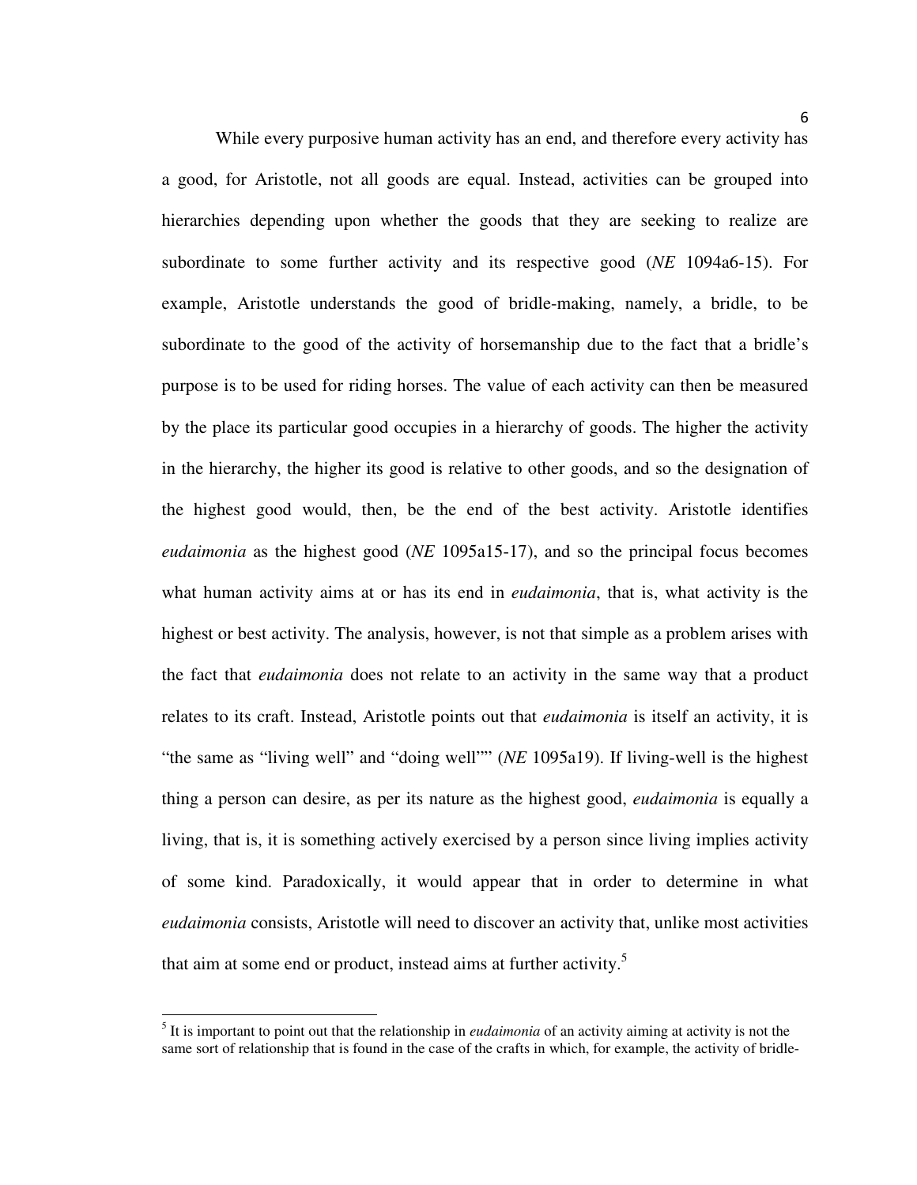While every purposive human activity has an end, and therefore every activity has a good, for Aristotle, not all goods are equal. Instead, activities can be grouped into hierarchies depending upon whether the goods that they are seeking to realize are subordinate to some further activity and its respective good (*NE* 1094a6-15). For example, Aristotle understands the good of bridle-making, namely, a bridle, to be subordinate to the good of the activity of horsemanship due to the fact that a bridle's purpose is to be used for riding horses. The value of each activity can then be measured by the place its particular good occupies in a hierarchy of goods. The higher the activity in the hierarchy, the higher its good is relative to other goods, and so the designation of the highest good would, then, be the end of the best activity. Aristotle identifies *eudaimonia* as the highest good (*NE* 1095a15-17), and so the principal focus becomes what human activity aims at or has its end in *eudaimonia*, that is, what activity is the highest or best activity. The analysis, however, is not that simple as a problem arises with the fact that *eudaimonia* does not relate to an activity in the same way that a product relates to its craft. Instead, Aristotle points out that *eudaimonia* is itself an activity, it is "the same as "living well" and "doing well"" (*NE* 1095a19). If living-well is the highest thing a person can desire, as per its nature as the highest good, *eudaimonia* is equally a living, that is, it is something actively exercised by a person since living implies activity of some kind. Paradoxically, it would appear that in order to determine in what *eudaimonia* consists, Aristotle will need to discover an activity that, unlike most activities that aim at some end or product, instead aims at further activity.[5]

[5] It is important to point out that the relationship in *eudaimonia* of an activity aiming at activity is not the same sort of relationship that is found in the case of the crafts in which, for example, the activity of bridle-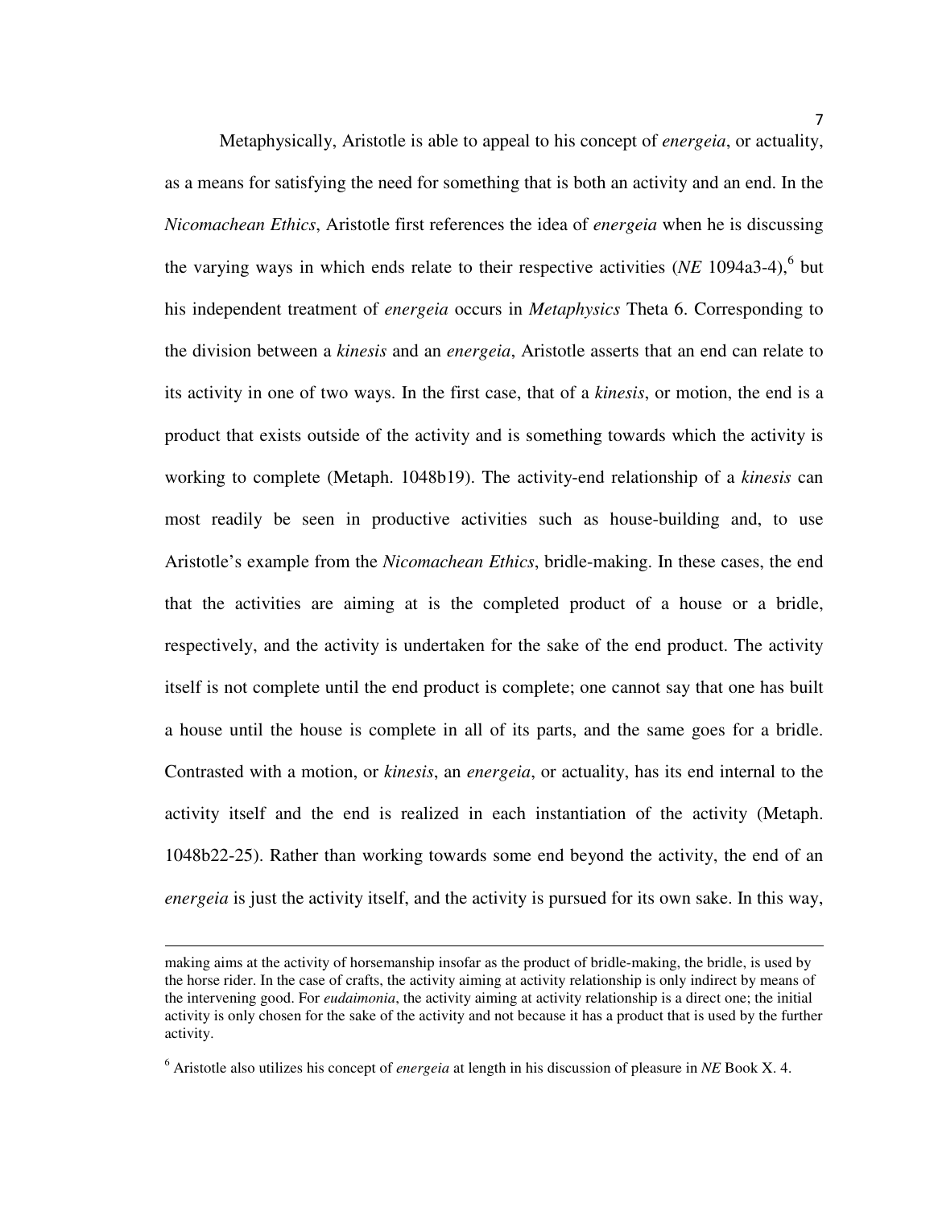Metaphysically, Aristotle is able to appeal to his concept of *energeia*, or actuality, as a means for satisfying the need for something that is both an activity and an end. In the *Nicomachean Ethics*, Aristotle first references the idea of *energeia* when he is discussing the varying ways in which ends relate to their respective activities (*NE* 1094a3-4),[6] but his independent treatment of *energeia* occurs in *Metaphysics* Theta 6. Corresponding to the division between a *kinesis* and an *energeia*, Aristotle asserts that an end can relate to its activity in one of two ways. In the first case, that of a *kinesis*, or motion, the end is a product that exists outside of the activity and is something towards which the activity is working to complete (Metaph. 1048b19). The activity-end relationship of a *kinesis* can most readily be seen in productive activities such as house-building and, to use Aristotle's example from the *Nicomachean Ethics*, bridle-making. In these cases, the end that the activities are aiming at is the completed product of a house or a bridle, respectively, and the activity is undertaken for the sake of the end product. The activity itself is not complete until the end product is complete; one cannot say that one has built a house until the house is complete in all of its parts, and the same goes for a bridle. Contrasted with a motion, or *kinesis*, an *energeia*, or actuality, has its end internal to the activity itself and the end is realized in each instantiation of the activity (Metaph. 1048b22-25). Rather than working towards some end beyond the activity, the end of an *energeia* is just the activity itself, and the activity is pursued for its own sake. In this way,

---

making aims at the activity of horsemanship insofar as the product of bridle-making, the bridle, is used by the horse rider. In the case of crafts, the activity aiming at activity relationship is only indirect by means of the intervening good. For *eudaimonia*, the activity aiming at activity relationship is a direct one; the initial activity is only chosen for the sake of the activity and not because it has a product that is used by the further activity.

[6] Aristotle also utilizes his concept of *energeia* at length in his discussion of pleasure in *NE* Book X. 4.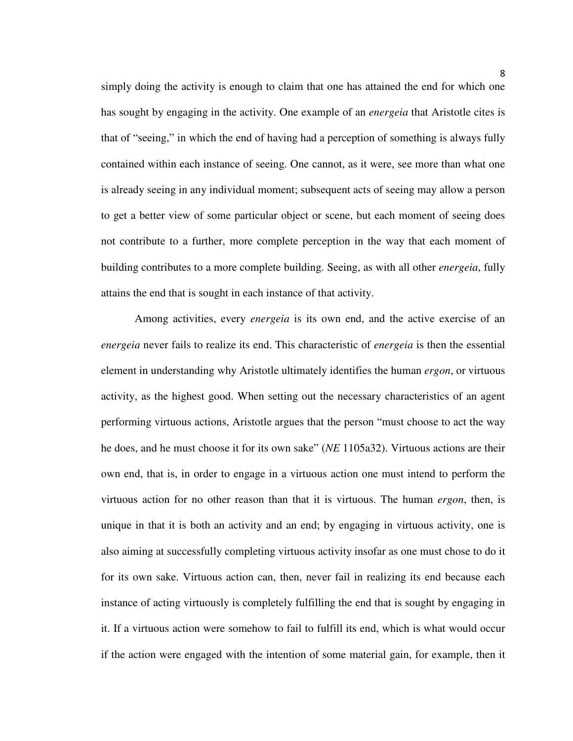simply doing the activity is enough to claim that one has attained the end for which one has sought by engaging in the activity. One example of an *energeia* that Aristotle cites is that of "seeing," in which the end of having had a perception of something is always fully contained within each instance of seeing. One cannot, as it were, see more than what one is already seeing in any individual moment; subsequent acts of seeing may allow a person to get a better view of some particular object or scene, but each moment of seeing does not contribute to a further, more complete perception in the way that each moment of building contributes to a more complete building. Seeing, as with all other *energeia*, fully attains the end that is sought in each instance of that activity.

Among activities, every *energeia* is its own end, and the active exercise of an *energeia* never fails to realize its end. This characteristic of *energeia* is then the essential element in understanding why Aristotle ultimately identifies the human *ergon*, or virtuous activity, as the highest good. When setting out the necessary characteristics of an agent performing virtuous actions, Aristotle argues that the person "must choose to act the way he does, and he must choose it for its own sake" (*NE* 1105a32). Virtuous actions are their own end, that is, in order to engage in a virtuous action one must intend to perform the virtuous action for no other reason than that it is virtuous. The human *ergon*, then, is unique in that it is both an activity and an end; by engaging in virtuous activity, one is also aiming at successfully completing virtuous activity insofar as one must chose to do it for its own sake. Virtuous action can, then, never fail in realizing its end because each instance of acting virtuously is completely fulfilling the end that is sought by engaging in it. If a virtuous action were somehow to fail to fulfill its end, which is what would occur if the action were engaged with the intention of some material gain, for example, then it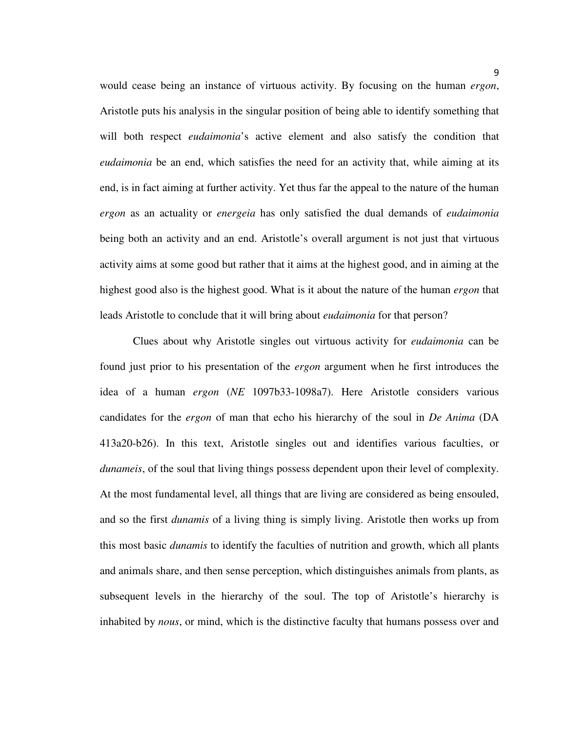would cease being an instance of virtuous activity. By focusing on the human *ergon*, Aristotle puts his analysis in the singular position of being able to identify something that will both respect *eudaimonia*'s active element and also satisfy the condition that *eudaimonia* be an end, which satisfies the need for an activity that, while aiming at its end, is in fact aiming at further activity. Yet thus far the appeal to the nature of the human *ergon* as an actuality or *energeia* has only satisfied the dual demands of *eudaimonia* being both an activity and an end. Aristotle's overall argument is not just that virtuous activity aims at some good but rather that it aims at the highest good, and in aiming at the highest good also is the highest good. What is it about the nature of the human *ergon* that leads Aristotle to conclude that it will bring about *eudaimonia* for that person?

Clues about why Aristotle singles out virtuous activity for *eudaimonia* can be found just prior to his presentation of the *ergon* argument when he first introduces the idea of a human *ergon* (*NE* 1097b33-1098a7). Here Aristotle considers various candidates for the *ergon* of man that echo his hierarchy of the soul in *De Anima* (DA 413a20-b26). In this text, Aristotle singles out and identifies various faculties, or *dunameis*, of the soul that living things possess dependent upon their level of complexity. At the most fundamental level, all things that are living are considered as being ensouled, and so the first *dunamis* of a living thing is simply living. Aristotle then works up from this most basic *dunamis* to identify the faculties of nutrition and growth, which all plants and animals share, and then sense perception, which distinguishes animals from plants, as subsequent levels in the hierarchy of the soul. The top of Aristotle's hierarchy is inhabited by *nous*, or mind, which is the distinctive faculty that humans possess over and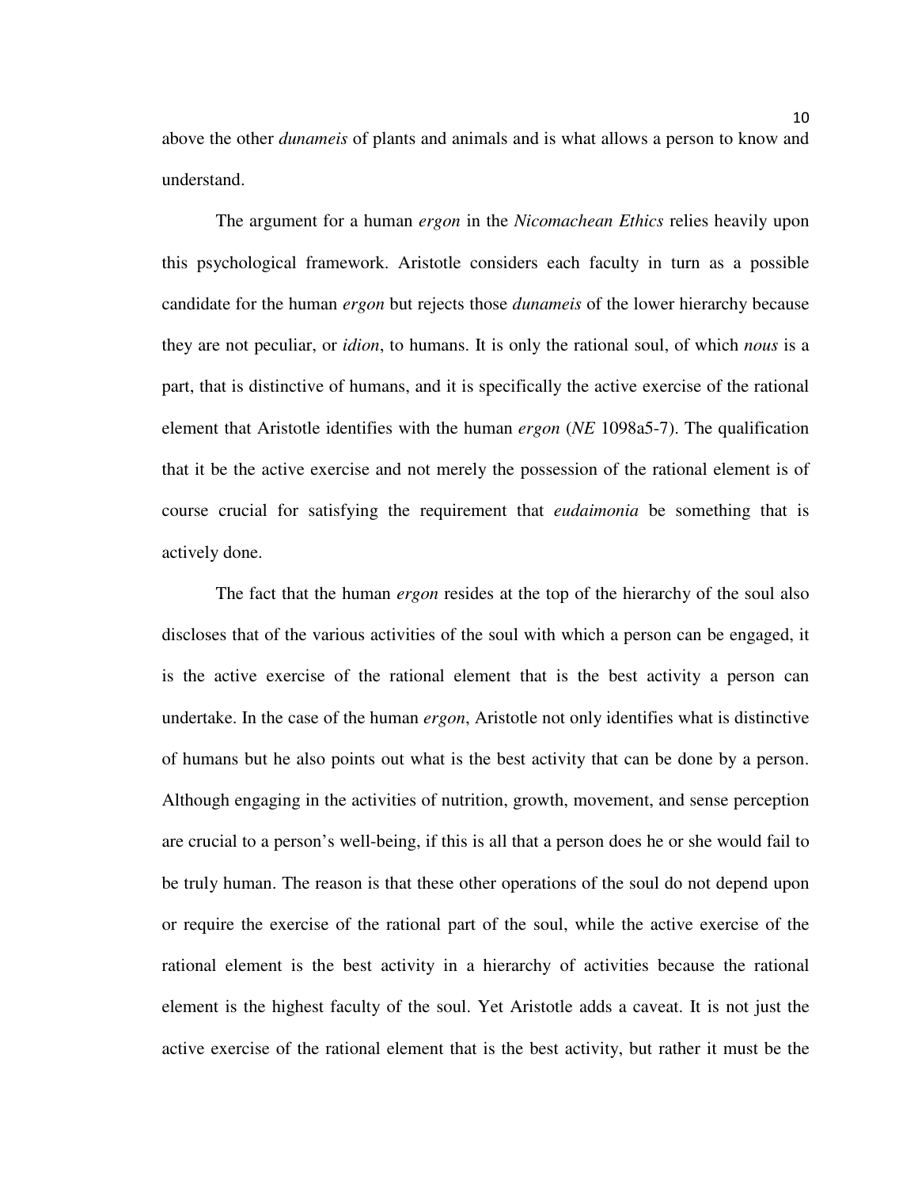above the other *dunameis* of plants and animals and is what allows a person to know and understand.

The argument for a human *ergon* in the *Nicomachean Ethics* relies heavily upon this psychological framework. Aristotle considers each faculty in turn as a possible candidate for the human *ergon* but rejects those *dunameis* of the lower hierarchy because they are not peculiar, or *idion*, to humans. It is only the rational soul, of which *nous* is a part, that is distinctive of humans, and it is specifically the active exercise of the rational element that Aristotle identifies with the human *ergon* (*NE* 1098a5-7). The qualification that it be the active exercise and not merely the possession of the rational element is of course crucial for satisfying the requirement that *eudaimonia* be something that is actively done.

The fact that the human *ergon* resides at the top of the hierarchy of the soul also discloses that of the various activities of the soul with which a person can be engaged, it is the active exercise of the rational element that is the best activity a person can undertake. In the case of the human *ergon*, Aristotle not only identifies what is distinctive of humans but he also points out what is the best activity that can be done by a person. Although engaging in the activities of nutrition, growth, movement, and sense perception are crucial to a person's well-being, if this is all that a person does he or she would fail to be truly human. The reason is that these other operations of the soul do not depend upon or require the exercise of the rational part of the soul, while the active exercise of the rational element is the best activity in a hierarchy of activities because the rational element is the highest faculty of the soul. Yet Aristotle adds a caveat. It is not just the active exercise of the rational element that is the best activity, but rather it must be the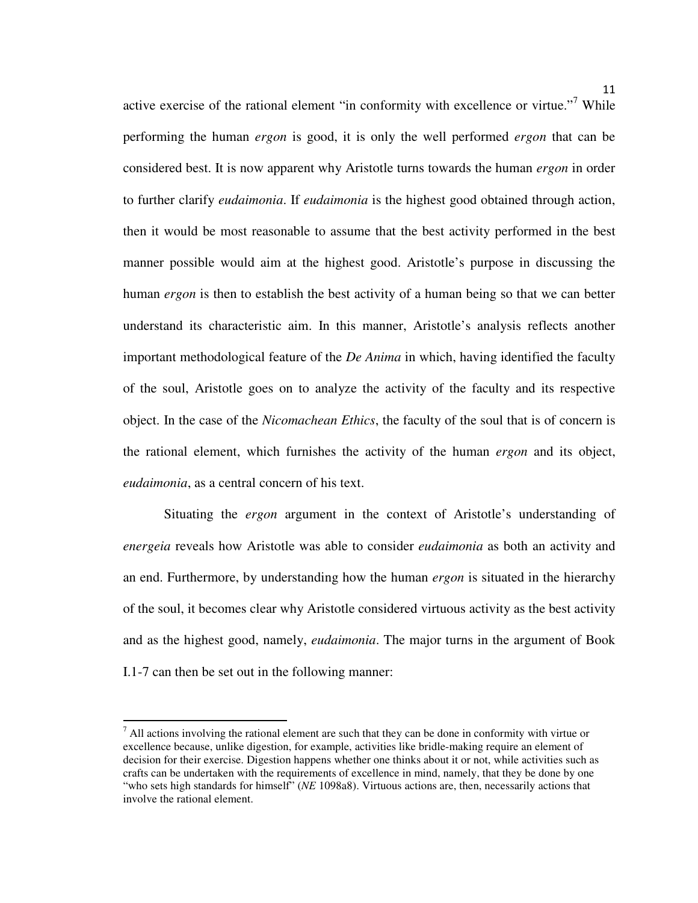active exercise of the rational element "in conformity with excellence or virtue."[7] While performing the human *ergon* is good, it is only the well performed *ergon* that can be considered best. It is now apparent why Aristotle turns towards the human *ergon* in order to further clarify *eudaimonia*. If *eudaimonia* is the highest good obtained through action, then it would be most reasonable to assume that the best activity performed in the best manner possible would aim at the highest good. Aristotle's purpose in discussing the human *ergon* is then to establish the best activity of a human being so that we can better understand its characteristic aim. In this manner, Aristotle's analysis reflects another important methodological feature of the *De Anima* in which, having identified the faculty of the soul, Aristotle goes on to analyze the activity of the faculty and its respective object. In the case of the *Nicomachean Ethics*, the faculty of the soul that is of concern is the rational element, which furnishes the activity of the human *ergon* and its object, *eudaimonia*, as a central concern of his text.

Situating the *ergon* argument in the context of Aristotle's understanding of *energeia* reveals how Aristotle was able to consider *eudaimonia* as both an activity and an end. Furthermore, by understanding how the human *ergon* is situated in the hierarchy of the soul, it becomes clear why Aristotle considered virtuous activity as the best activity and as the highest good, namely, *eudaimonia*. The major turns in the argument of Book I.1-7 can then be set out in the following manner:

---

[7] All actions involving the rational element are such that they can be done in conformity with virtue or excellence because, unlike digestion, for example, activities like bridle-making require an element of decision for their exercise. Digestion happens whether one thinks about it or not, while activities such as crafts can be undertaken with the requirements of excellence in mind, namely, that they be done by one "who sets high standards for himself" (*NE* 1098a8). Virtuous actions are, then, necessarily actions that involve the rational element.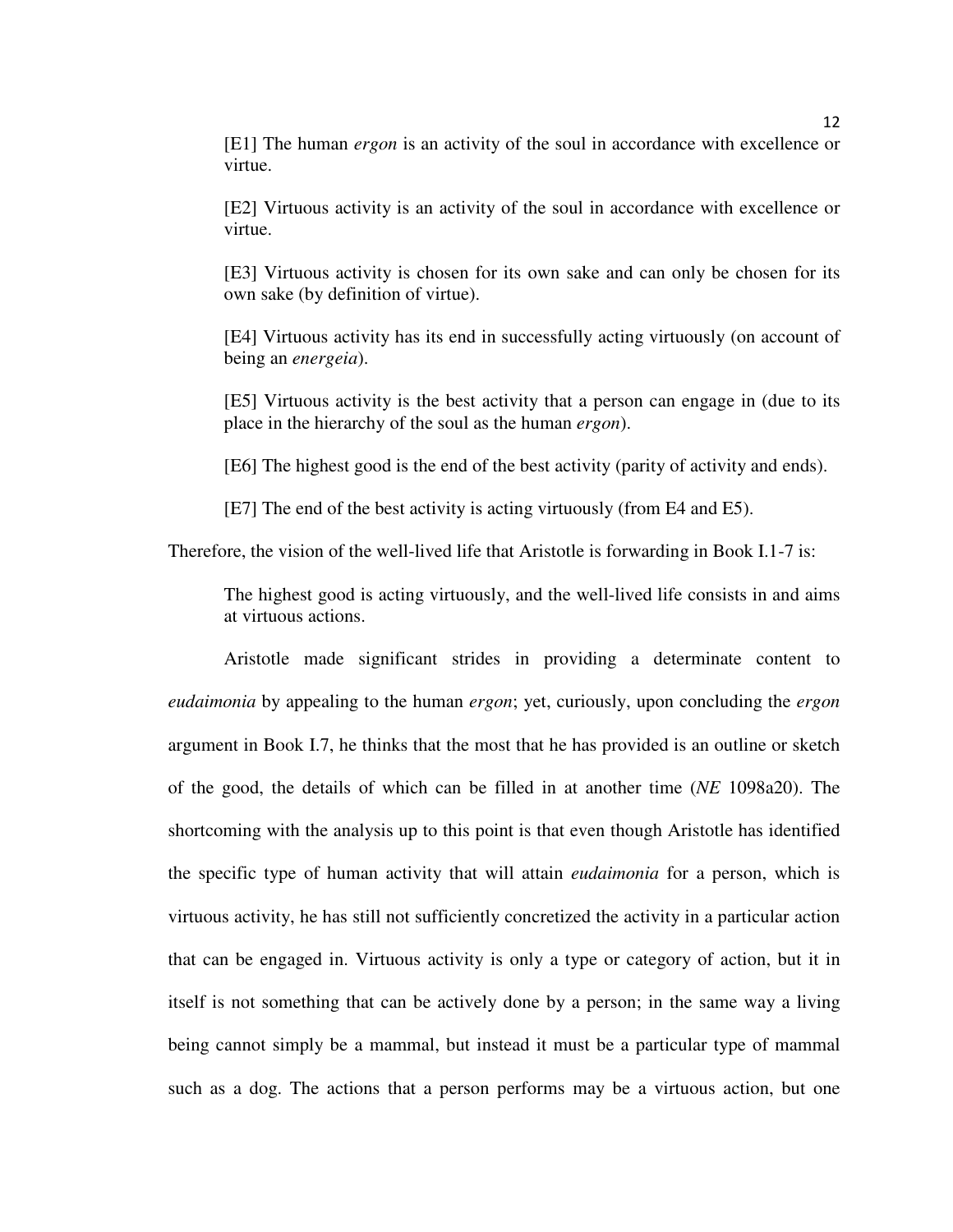> [E1] The human *ergon* is an activity of the soul in accordance with excellence or virtue.
>
> [E2] Virtuous activity is an activity of the soul in accordance with excellence or virtue.
>
> [E3] Virtuous activity is chosen for its own sake and can only be chosen for its own sake (by definition of virtue).
>
> [E4] Virtuous activity has its end in successfully acting virtuously (on account of being an *energeia*).
>
> [E5] Virtuous activity is the best activity that a person can engage in (due to its place in the hierarchy of the soul as the human *ergon*).
>
> [E6] The highest good is the end of the best activity (parity of activity and ends).
>
> [E7] The end of the best activity is acting virtuously (from E4 and E5).

Therefore, the vision of the well-lived life that Aristotle is forwarding in Book I.1-7 is:

> The highest good is acting virtuously, and the well-lived life consists in and aims at virtuous actions.

Aristotle made significant strides in providing a determinate content to *eudaimonia* by appealing to the human *ergon*; yet, curiously, upon concluding the *ergon* argument in Book I.7, he thinks that the most that he has provided is an outline or sketch of the good, the details of which can be filled in at another time (*NE* 1098a20). The shortcoming with the analysis up to this point is that even though Aristotle has identified the specific type of human activity that will attain *eudaimonia* for a person, which is virtuous activity, he has still not sufficiently concretized the activity in a particular action that can be engaged in. Virtuous activity is only a type or category of action, but it in itself is not something that can be actively done by a person; in the same way a living being cannot simply be a mammal, but instead it must be a particular type of mammal such as a dog. The actions that a person performs may be a virtuous action, but one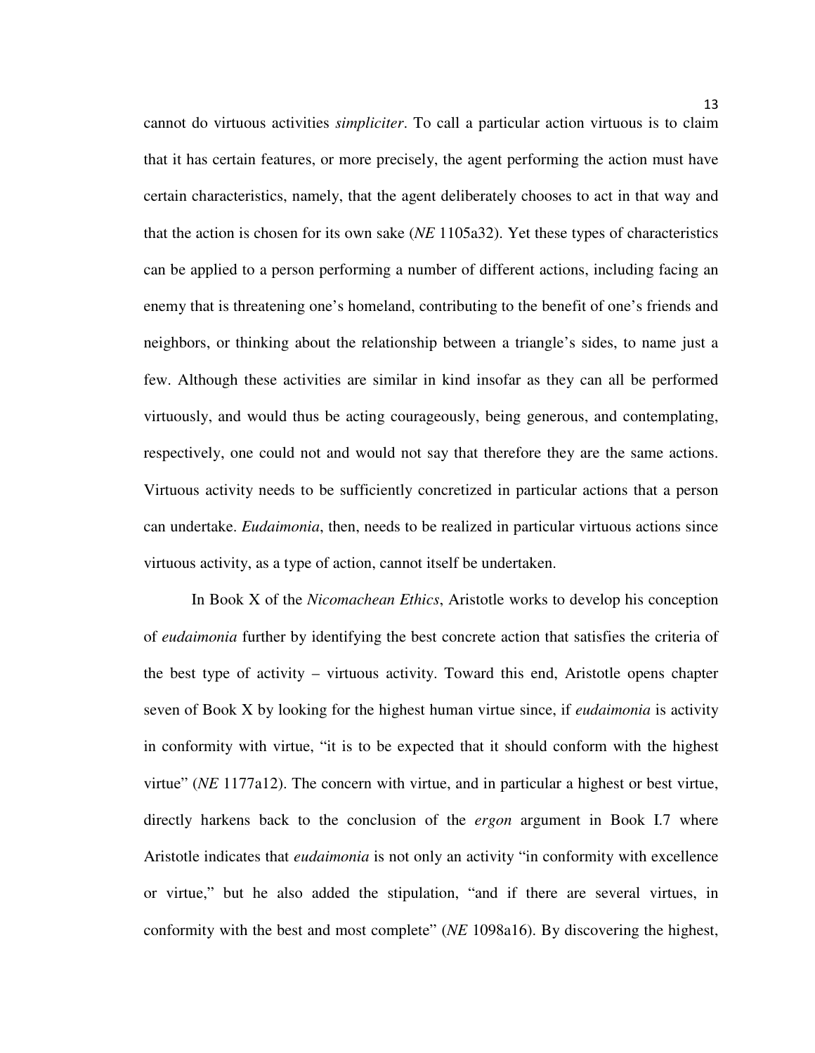cannot do virtuous activities *simpliciter*. To call a particular action virtuous is to claim that it has certain features, or more precisely, the agent performing the action must have certain characteristics, namely, that the agent deliberately chooses to act in that way and that the action is chosen for its own sake (*NE* 1105a32). Yet these types of characteristics can be applied to a person performing a number of different actions, including facing an enemy that is threatening one's homeland, contributing to the benefit of one's friends and neighbors, or thinking about the relationship between a triangle's sides, to name just a few. Although these activities are similar in kind insofar as they can all be performed virtuously, and would thus be acting courageously, being generous, and contemplating, respectively, one could not and would not say that therefore they are the same actions. Virtuous activity needs to be sufficiently concretized in particular actions that a person can undertake. *Eudaimonia*, then, needs to be realized in particular virtuous actions since virtuous activity, as a type of action, cannot itself be undertaken.

In Book X of the *Nicomachean Ethics*, Aristotle works to develop his conception of *eudaimonia* further by identifying the best concrete action that satisfies the criteria of the best type of activity – virtuous activity. Toward this end, Aristotle opens chapter seven of Book X by looking for the highest human virtue since, if *eudaimonia* is activity in conformity with virtue, "it is to be expected that it should conform with the highest virtue" (*NE* 1177a12). The concern with virtue, and in particular a highest or best virtue, directly harkens back to the conclusion of the *ergon* argument in Book I.7 where Aristotle indicates that *eudaimonia* is not only an activity "in conformity with excellence or virtue," but he also added the stipulation, "and if there are several virtues, in conformity with the best and most complete" (*NE* 1098a16). By discovering the highest,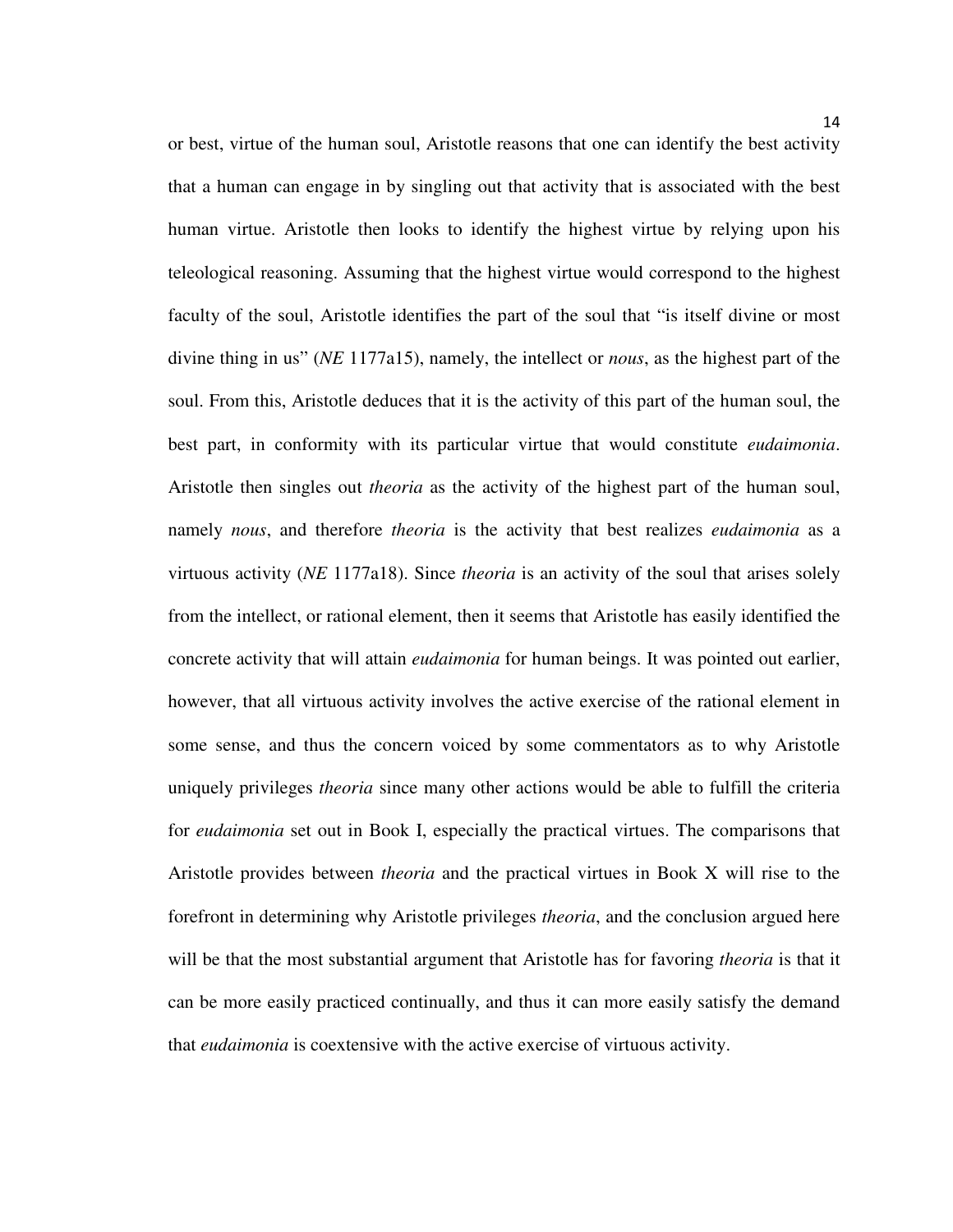or best, virtue of the human soul, Aristotle reasons that one can identify the best activity that a human can engage in by singling out that activity that is associated with the best human virtue. Aristotle then looks to identify the highest virtue by relying upon his teleological reasoning. Assuming that the highest virtue would correspond to the highest faculty of the soul, Aristotle identifies the part of the soul that "is itself divine or most divine thing in us" (*NE* 1177a15), namely, the intellect or *nous*, as the highest part of the soul. From this, Aristotle deduces that it is the activity of this part of the human soul, the best part, in conformity with its particular virtue that would constitute *eudaimonia*. Aristotle then singles out *theoria* as the activity of the highest part of the human soul, namely *nous*, and therefore *theoria* is the activity that best realizes *eudaimonia* as a virtuous activity (*NE* 1177a18). Since *theoria* is an activity of the soul that arises solely from the intellect, or rational element, then it seems that Aristotle has easily identified the concrete activity that will attain *eudaimonia* for human beings. It was pointed out earlier, however, that all virtuous activity involves the active exercise of the rational element in some sense, and thus the concern voiced by some commentators as to why Aristotle uniquely privileges *theoria* since many other actions would be able to fulfill the criteria for *eudaimonia* set out in Book I, especially the practical virtues. The comparisons that Aristotle provides between *theoria* and the practical virtues in Book X will rise to the forefront in determining why Aristotle privileges *theoria*, and the conclusion argued here will be that the most substantial argument that Aristotle has for favoring *theoria* is that it can be more easily practiced continually, and thus it can more easily satisfy the demand that *eudaimonia* is coextensive with the active exercise of virtuous activity.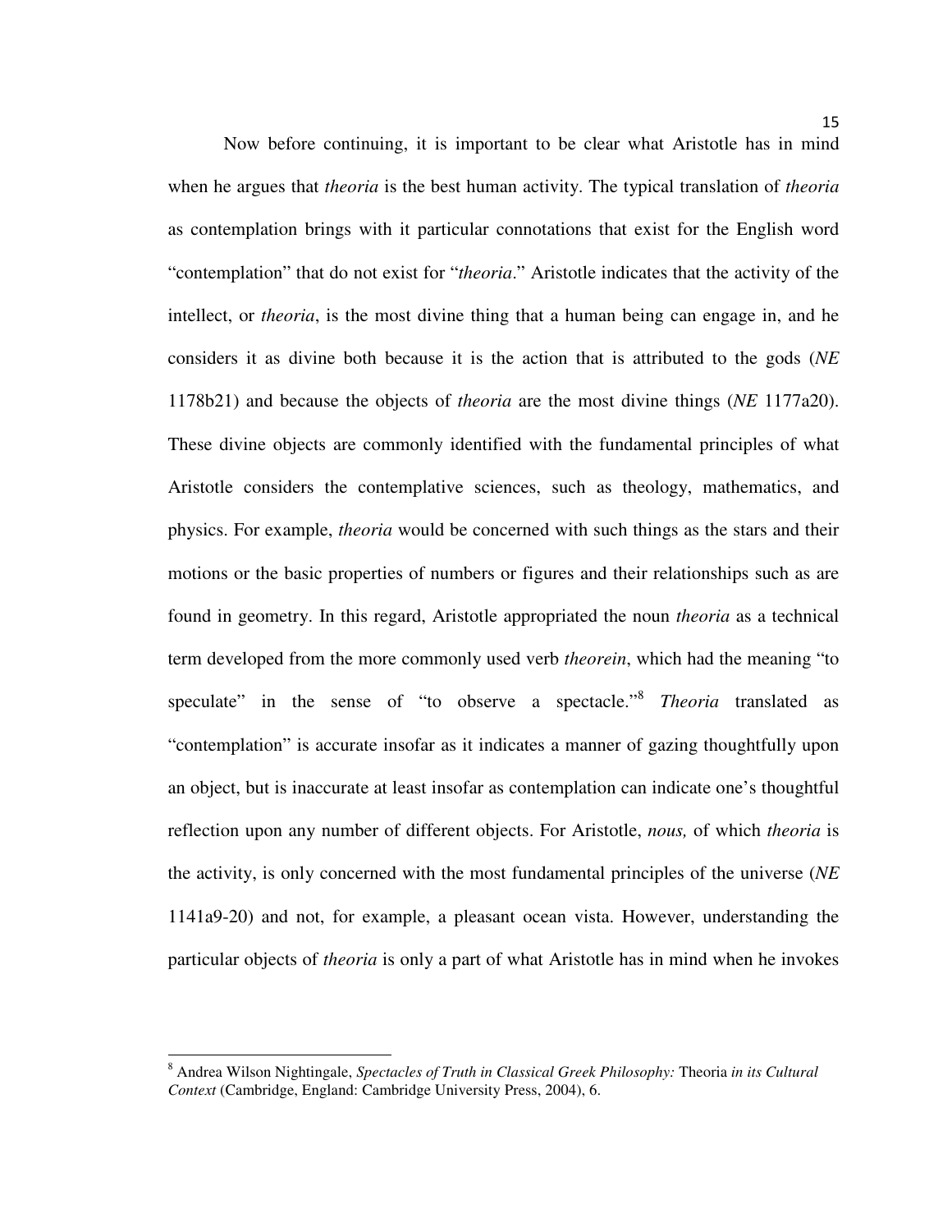Now before continuing, it is important to be clear what Aristotle has in mind when he argues that *theoria* is the best human activity. The typical translation of *theoria* as contemplation brings with it particular connotations that exist for the English word "contemplation" that do not exist for "*theoria*." Aristotle indicates that the activity of the intellect, or *theoria*, is the most divine thing that a human being can engage in, and he considers it as divine both because it is the action that is attributed to the gods (*NE* 1178b21) and because the objects of *theoria* are the most divine things (*NE* 1177a20). These divine objects are commonly identified with the fundamental principles of what Aristotle considers the contemplative sciences, such as theology, mathematics, and physics. For example, *theoria* would be concerned with such things as the stars and their motions or the basic properties of numbers or figures and their relationships such as are found in geometry. In this regard, Aristotle appropriated the noun *theoria* as a technical term developed from the more commonly used verb *theorein*, which had the meaning "to speculate" in the sense of "to observe a spectacle."[8] *Theoria* translated as "contemplation" is accurate insofar as it indicates a manner of gazing thoughtfully upon an object, but is inaccurate at least insofar as contemplation can indicate one's thoughtful reflection upon any number of different objects. For Aristotle, *nous,* of which *theoria* is the activity, is only concerned with the most fundamental principles of the universe (*NE* 1141a9-20) and not, for example, a pleasant ocean vista. However, understanding the particular objects of *theoria* is only a part of what Aristotle has in mind when he invokes

---

[8] Andrea Wilson Nightingale, *Spectacles of Truth in Classical Greek Philosophy:* Theoria *in its Cultural Context* (Cambridge, England: Cambridge University Press, 2004), 6.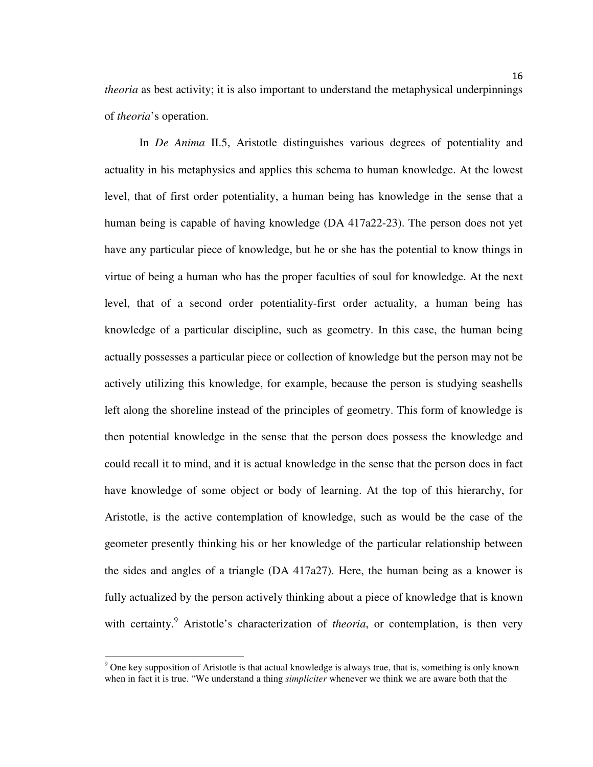*theoria* as best activity; it is also important to understand the metaphysical underpinnings of *theoria*'s operation.

In *De Anima* II.5, Aristotle distinguishes various degrees of potentiality and actuality in his metaphysics and applies this schema to human knowledge. At the lowest level, that of first order potentiality, a human being has knowledge in the sense that a human being is capable of having knowledge (DA 417a22-23). The person does not yet have any particular piece of knowledge, but he or she has the potential to know things in virtue of being a human who has the proper faculties of soul for knowledge. At the next level, that of a second order potentiality-first order actuality, a human being has knowledge of a particular discipline, such as geometry. In this case, the human being actually possesses a particular piece or collection of knowledge but the person may not be actively utilizing this knowledge, for example, because the person is studying seashells left along the shoreline instead of the principles of geometry. This form of knowledge is then potential knowledge in the sense that the person does possess the knowledge and could recall it to mind, and it is actual knowledge in the sense that the person does in fact have knowledge of some object or body of learning. At the top of this hierarchy, for Aristotle, is the active contemplation of knowledge, such as would be the case of the geometer presently thinking his or her knowledge of the particular relationship between the sides and angles of a triangle (DA 417a27). Here, the human being as a knower is fully actualized by the person actively thinking about a piece of knowledge that is known with certainty.[9] Aristotle's characterization of *theoria*, or contemplation, is then very

[9] One key supposition of Aristotle is that actual knowledge is always true, that is, something is only known when in fact it is true. "We understand a thing *simpliciter* whenever we think we are aware both that the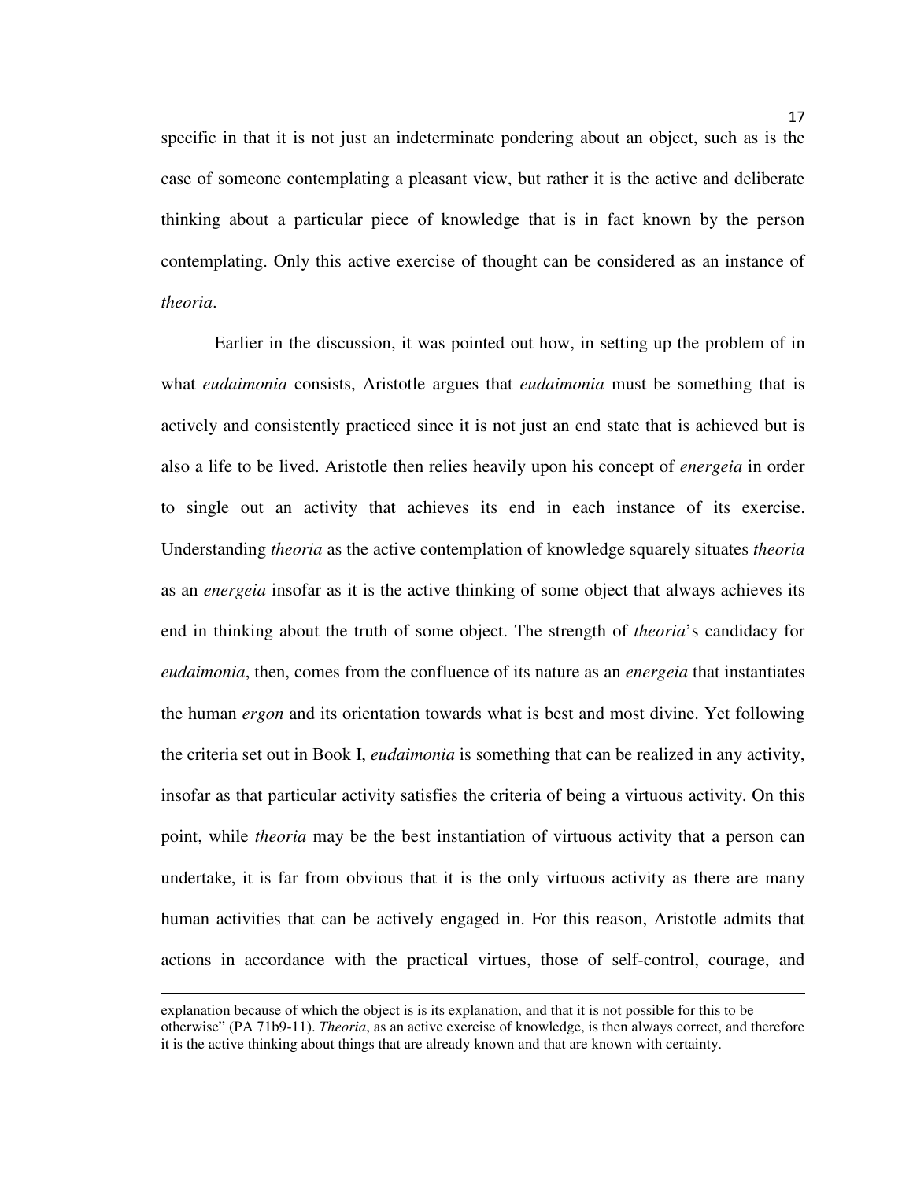specific in that it is not just an indeterminate pondering about an object, such as is the case of someone contemplating a pleasant view, but rather it is the active and deliberate thinking about a particular piece of knowledge that is in fact known by the person contemplating. Only this active exercise of thought can be considered as an instance of *theoria*.

Earlier in the discussion, it was pointed out how, in setting up the problem of in what *eudaimonia* consists, Aristotle argues that *eudaimonia* must be something that is actively and consistently practiced since it is not just an end state that is achieved but is also a life to be lived. Aristotle then relies heavily upon his concept of *energeia* in order to single out an activity that achieves its end in each instance of its exercise. Understanding *theoria* as the active contemplation of knowledge squarely situates *theoria* as an *energeia* insofar as it is the active thinking of some object that always achieves its end in thinking about the truth of some object. The strength of *theoria*'s candidacy for *eudaimonia*, then, comes from the confluence of its nature as an *energeia* that instantiates the human *ergon* and its orientation towards what is best and most divine. Yet following the criteria set out in Book I, *eudaimonia* is something that can be realized in any activity, insofar as that particular activity satisfies the criteria of being a virtuous activity. On this point, while *theoria* may be the best instantiation of virtuous activity that a person can undertake, it is far from obvious that it is the only virtuous activity as there are many human activities that can be actively engaged in. For this reason, Aristotle admits that actions in accordance with the practical virtues, those of self-control, courage, and

---

explanation because of which the object is is its explanation, and that it is not possible for this to be otherwise" (PA 71b9-11). *Theoria*, as an active exercise of knowledge, is then always correct, and therefore it is the active thinking about things that are already known and that are known with certainty.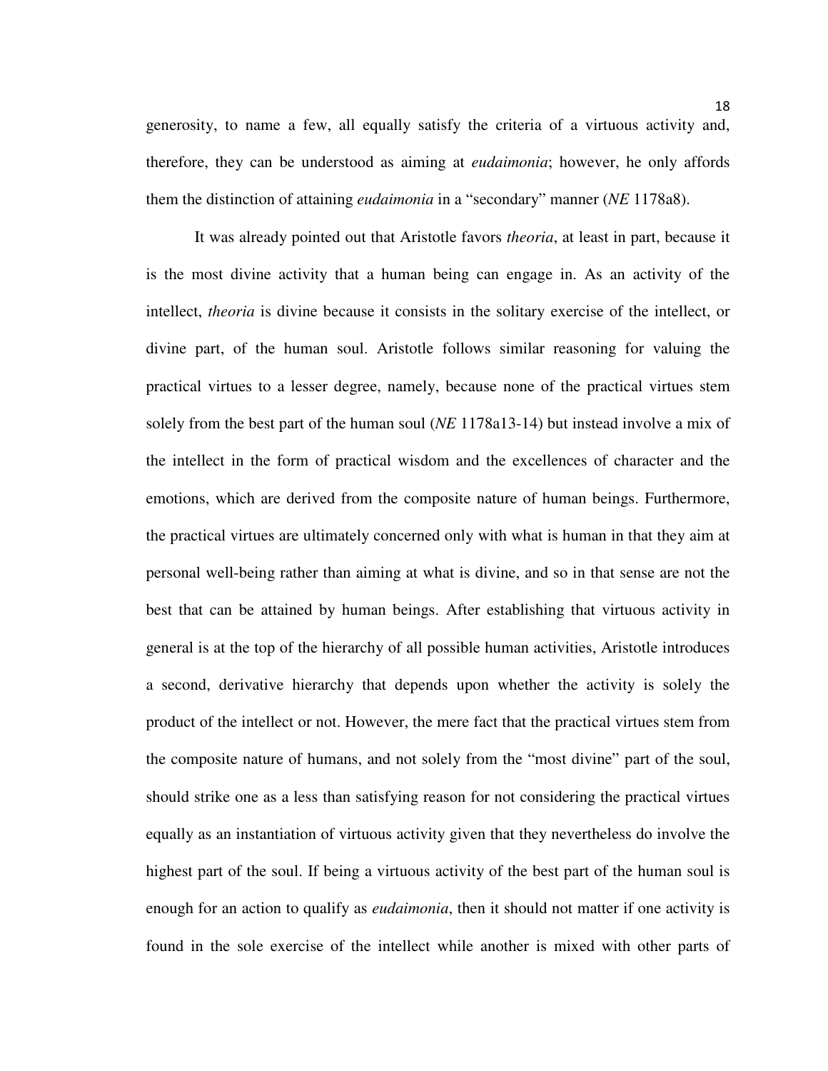generosity, to name a few, all equally satisfy the criteria of a virtuous activity and, therefore, they can be understood as aiming at *eudaimonia*; however, he only affords them the distinction of attaining *eudaimonia* in a "secondary" manner (*NE* 1178a8).

It was already pointed out that Aristotle favors *theoria*, at least in part, because it is the most divine activity that a human being can engage in. As an activity of the intellect, *theoria* is divine because it consists in the solitary exercise of the intellect, or divine part, of the human soul. Aristotle follows similar reasoning for valuing the practical virtues to a lesser degree, namely, because none of the practical virtues stem solely from the best part of the human soul (*NE* 1178a13-14) but instead involve a mix of the intellect in the form of practical wisdom and the excellences of character and the emotions, which are derived from the composite nature of human beings. Furthermore, the practical virtues are ultimately concerned only with what is human in that they aim at personal well-being rather than aiming at what is divine, and so in that sense are not the best that can be attained by human beings. After establishing that virtuous activity in general is at the top of the hierarchy of all possible human activities, Aristotle introduces a second, derivative hierarchy that depends upon whether the activity is solely the product of the intellect or not. However, the mere fact that the practical virtues stem from the composite nature of humans, and not solely from the "most divine" part of the soul, should strike one as a less than satisfying reason for not considering the practical virtues equally as an instantiation of virtuous activity given that they nevertheless do involve the highest part of the soul. If being a virtuous activity of the best part of the human soul is enough for an action to qualify as *eudaimonia*, then it should not matter if one activity is found in the sole exercise of the intellect while another is mixed with other parts of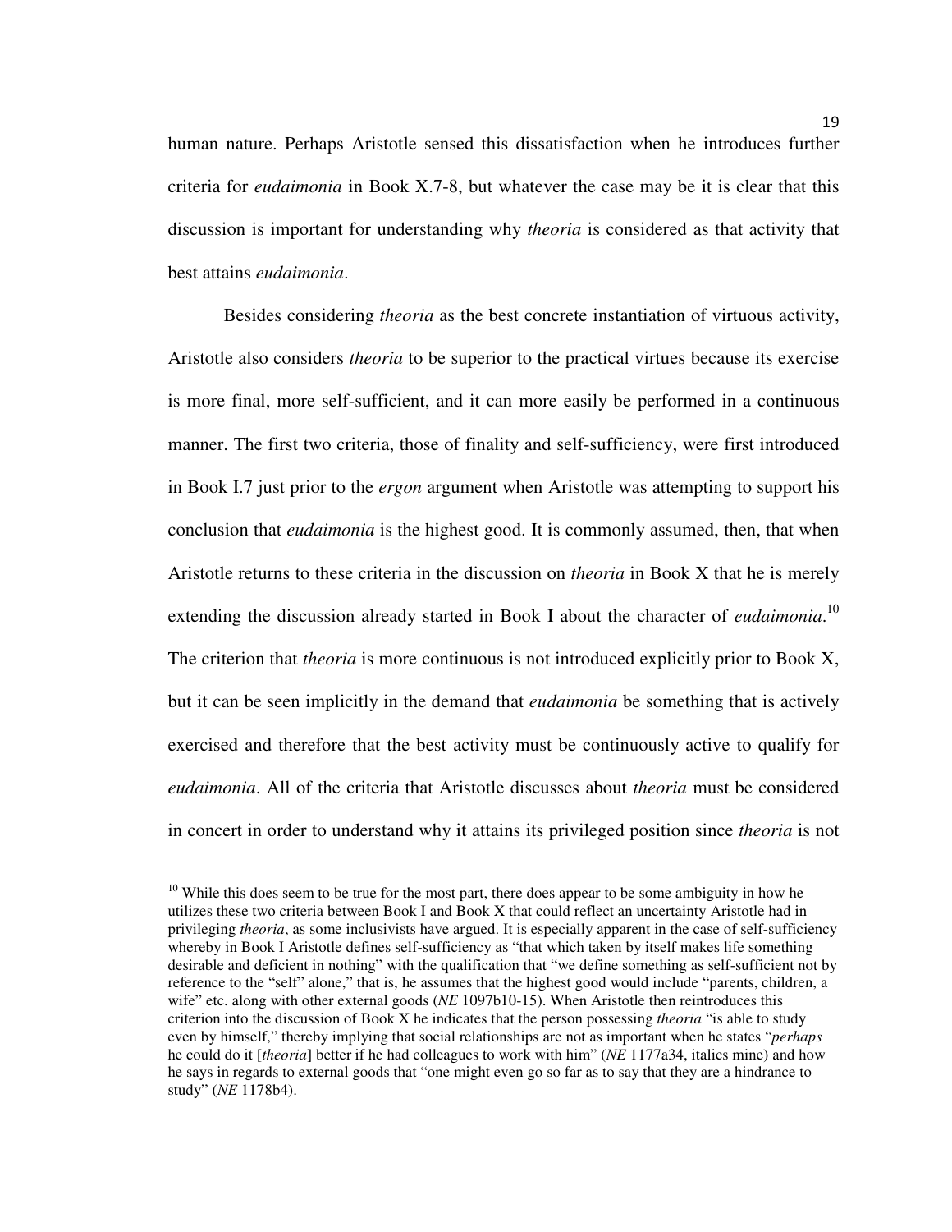human nature. Perhaps Aristotle sensed this dissatisfaction when he introduces further criteria for *eudaimonia* in Book X.7-8, but whatever the case may be it is clear that this discussion is important for understanding why *theoria* is considered as that activity that best attains *eudaimonia*.

Besides considering *theoria* as the best concrete instantiation of virtuous activity, Aristotle also considers *theoria* to be superior to the practical virtues because its exercise is more final, more self-sufficient, and it can more easily be performed in a continuous manner. The first two criteria, those of finality and self-sufficiency, were first introduced in Book I.7 just prior to the *ergon* argument when Aristotle was attempting to support his conclusion that *eudaimonia* is the highest good. It is commonly assumed, then, that when Aristotle returns to these criteria in the discussion on *theoria* in Book X that he is merely extending the discussion already started in Book I about the character of *eudaimonia*.[10] The criterion that *theoria* is more continuous is not introduced explicitly prior to Book X, but it can be seen implicitly in the demand that *eudaimonia* be something that is actively exercised and therefore that the best activity must be continuously active to qualify for *eudaimonia*. All of the criteria that Aristotle discusses about *theoria* must be considered in concert in order to understand why it attains its privileged position since *theoria* is not

---

[10] While this does seem to be true for the most part, there does appear to be some ambiguity in how he utilizes these two criteria between Book I and Book X that could reflect an uncertainty Aristotle had in privileging *theoria*, as some inclusivists have argued. It is especially apparent in the case of self-sufficiency whereby in Book I Aristotle defines self-sufficiency as "that which taken by itself makes life something desirable and deficient in nothing" with the qualification that "we define something as self-sufficient not by reference to the "self" alone," that is, he assumes that the highest good would include "parents, children, a wife" etc. along with other external goods (*NE* 1097b10-15). When Aristotle then reintroduces this criterion into the discussion of Book X he indicates that the person possessing *theoria* "is able to study even by himself," thereby implying that social relationships are not as important when he states "*perhaps* he could do it [*theoria*] better if he had colleagues to work with him" (*NE* 1177a34, italics mine) and how he says in regards to external goods that "one might even go so far as to say that they are a hindrance to study" (*NE* 1178b4).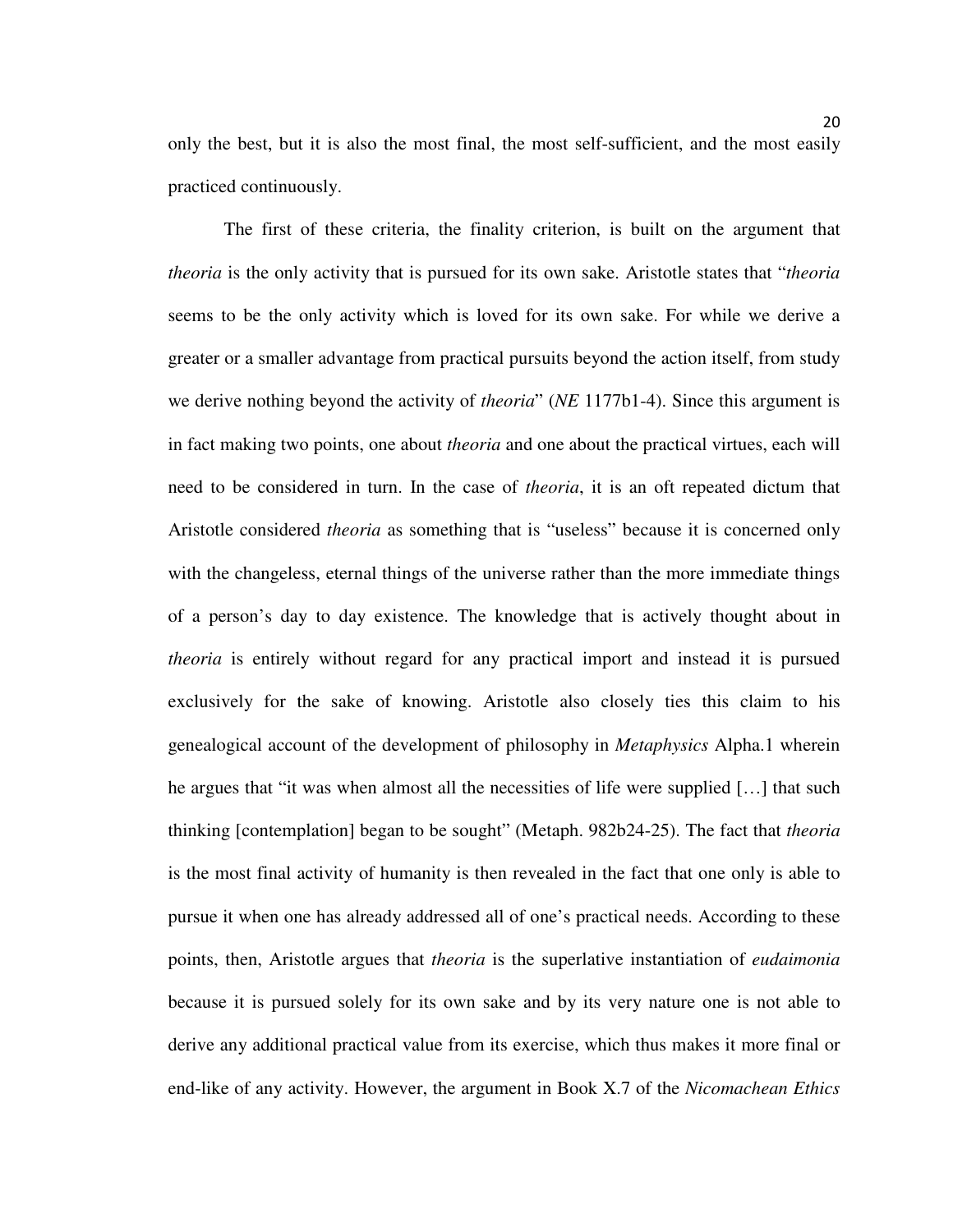only the best, but it is also the most final, the most self-sufficient, and the most easily practiced continuously.

The first of these criteria, the finality criterion, is built on the argument that *theoria* is the only activity that is pursued for its own sake. Aristotle states that "*theoria* seems to be the only activity which is loved for its own sake. For while we derive a greater or a smaller advantage from practical pursuits beyond the action itself, from study we derive nothing beyond the activity of *theoria*" (*NE* 1177b1-4). Since this argument is in fact making two points, one about *theoria* and one about the practical virtues, each will need to be considered in turn. In the case of *theoria*, it is an oft repeated dictum that Aristotle considered *theoria* as something that is "useless" because it is concerned only with the changeless, eternal things of the universe rather than the more immediate things of a person's day to day existence. The knowledge that is actively thought about in *theoria* is entirely without regard for any practical import and instead it is pursued exclusively for the sake of knowing. Aristotle also closely ties this claim to his genealogical account of the development of philosophy in *Metaphysics* Alpha.1 wherein he argues that "it was when almost all the necessities of life were supplied […] that such thinking [contemplation] began to be sought" (Metaph. 982b24-25). The fact that *theoria* is the most final activity of humanity is then revealed in the fact that one only is able to pursue it when one has already addressed all of one's practical needs. According to these points, then, Aristotle argues that *theoria* is the superlative instantiation of *eudaimonia* because it is pursued solely for its own sake and by its very nature one is not able to derive any additional practical value from its exercise, which thus makes it more final or end-like of any activity. However, the argument in Book X.7 of the *Nicomachean Ethics*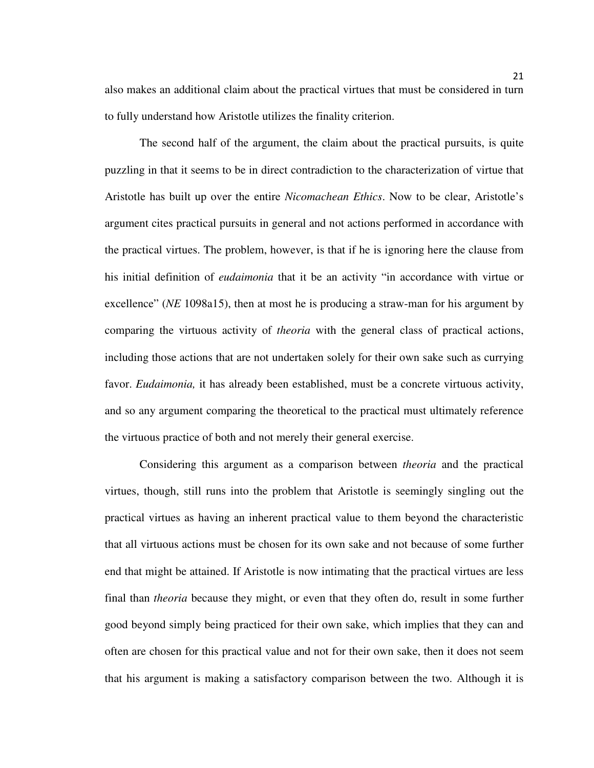also makes an additional claim about the practical virtues that must be considered in turn to fully understand how Aristotle utilizes the finality criterion.

The second half of the argument, the claim about the practical pursuits, is quite puzzling in that it seems to be in direct contradiction to the characterization of virtue that Aristotle has built up over the entire *Nicomachean Ethics*. Now to be clear, Aristotle's argument cites practical pursuits in general and not actions performed in accordance with the practical virtues. The problem, however, is that if he is ignoring here the clause from his initial definition of *eudaimonia* that it be an activity "in accordance with virtue or excellence" (*NE* 1098a15), then at most he is producing a straw-man for his argument by comparing the virtuous activity of *theoria* with the general class of practical actions, including those actions that are not undertaken solely for their own sake such as currying favor. *Eudaimonia,* it has already been established, must be a concrete virtuous activity, and so any argument comparing the theoretical to the practical must ultimately reference the virtuous practice of both and not merely their general exercise.

Considering this argument as a comparison between *theoria* and the practical virtues, though, still runs into the problem that Aristotle is seemingly singling out the practical virtues as having an inherent practical value to them beyond the characteristic that all virtuous actions must be chosen for its own sake and not because of some further end that might be attained. If Aristotle is now intimating that the practical virtues are less final than *theoria* because they might, or even that they often do, result in some further good beyond simply being practiced for their own sake, which implies that they can and often are chosen for this practical value and not for their own sake, then it does not seem that his argument is making a satisfactory comparison between the two. Although it is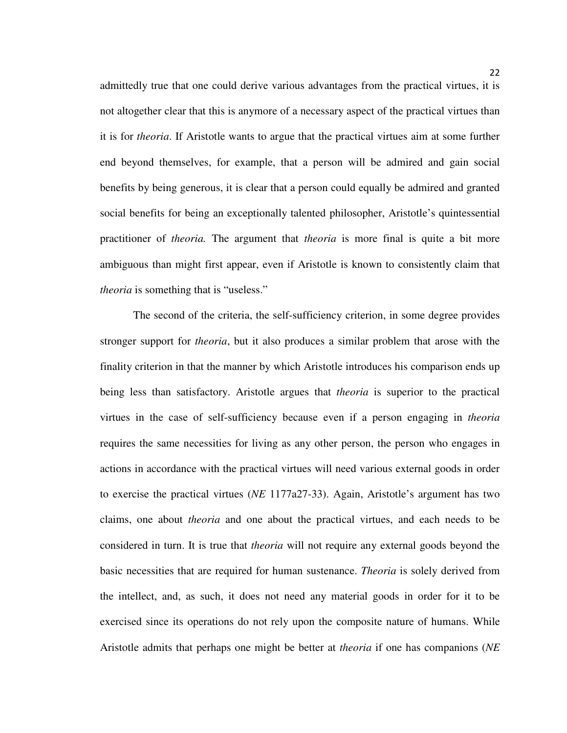admittedly true that one could derive various advantages from the practical virtues, it is not altogether clear that this is anymore of a necessary aspect of the practical virtues than it is for *theoria*. If Aristotle wants to argue that the practical virtues aim at some further end beyond themselves, for example, that a person will be admired and gain social benefits by being generous, it is clear that a person could equally be admired and granted social benefits for being an exceptionally talented philosopher, Aristotle's quintessential practitioner of *theoria.* The argument that *theoria* is more final is quite a bit more ambiguous than might first appear, even if Aristotle is known to consistently claim that *theoria* is something that is "useless."

The second of the criteria, the self-sufficiency criterion, in some degree provides stronger support for *theoria*, but it also produces a similar problem that arose with the finality criterion in that the manner by which Aristotle introduces his comparison ends up being less than satisfactory. Aristotle argues that *theoria* is superior to the practical virtues in the case of self-sufficiency because even if a person engaging in *theoria* requires the same necessities for living as any other person, the person who engages in actions in accordance with the practical virtues will need various external goods in order to exercise the practical virtues (*NE* 1177a27-33). Again, Aristotle's argument has two claims, one about *theoria* and one about the practical virtues, and each needs to be considered in turn. It is true that *theoria* will not require any external goods beyond the basic necessities that are required for human sustenance. *Theoria* is solely derived from the intellect, and, as such, it does not need any material goods in order for it to be exercised since its operations do not rely upon the composite nature of humans. While Aristotle admits that perhaps one might be better at *theoria* if one has companions (*NE*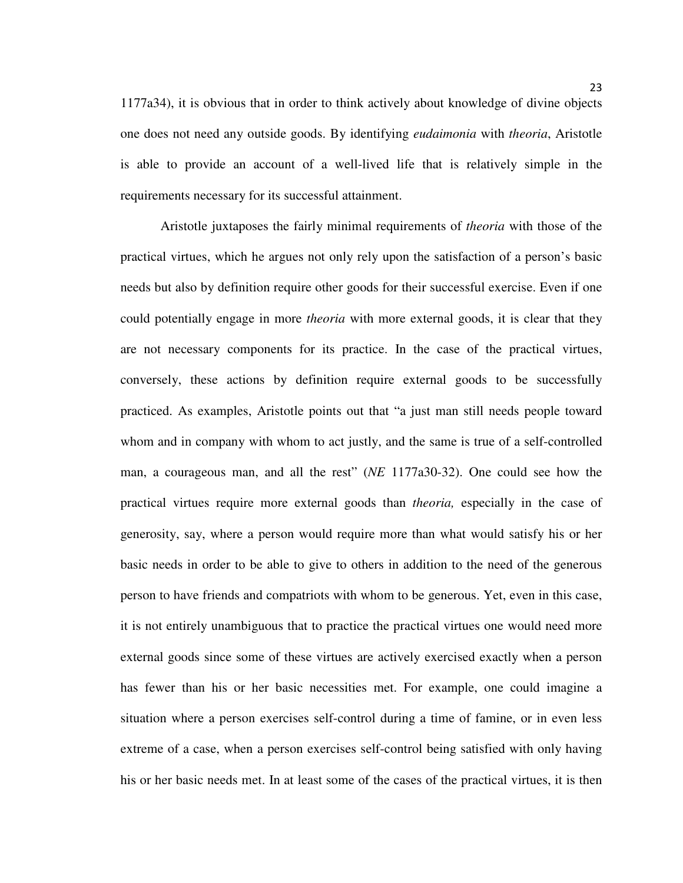1177a34), it is obvious that in order to think actively about knowledge of divine objects one does not need any outside goods. By identifying *eudaimonia* with *theoria*, Aristotle is able to provide an account of a well-lived life that is relatively simple in the requirements necessary for its successful attainment.

Aristotle juxtaposes the fairly minimal requirements of *theoria* with those of the practical virtues, which he argues not only rely upon the satisfaction of a person's basic needs but also by definition require other goods for their successful exercise. Even if one could potentially engage in more *theoria* with more external goods, it is clear that they are not necessary components for its practice. In the case of the practical virtues, conversely, these actions by definition require external goods to be successfully practiced. As examples, Aristotle points out that "a just man still needs people toward whom and in company with whom to act justly, and the same is true of a self-controlled man, a courageous man, and all the rest" (*NE* 1177a30-32). One could see how the practical virtues require more external goods than *theoria,* especially in the case of generosity, say, where a person would require more than what would satisfy his or her basic needs in order to be able to give to others in addition to the need of the generous person to have friends and compatriots with whom to be generous. Yet, even in this case, it is not entirely unambiguous that to practice the practical virtues one would need more external goods since some of these virtues are actively exercised exactly when a person has fewer than his or her basic necessities met. For example, one could imagine a situation where a person exercises self-control during a time of famine, or in even less extreme of a case, when a person exercises self-control being satisfied with only having his or her basic needs met. In at least some of the cases of the practical virtues, it is then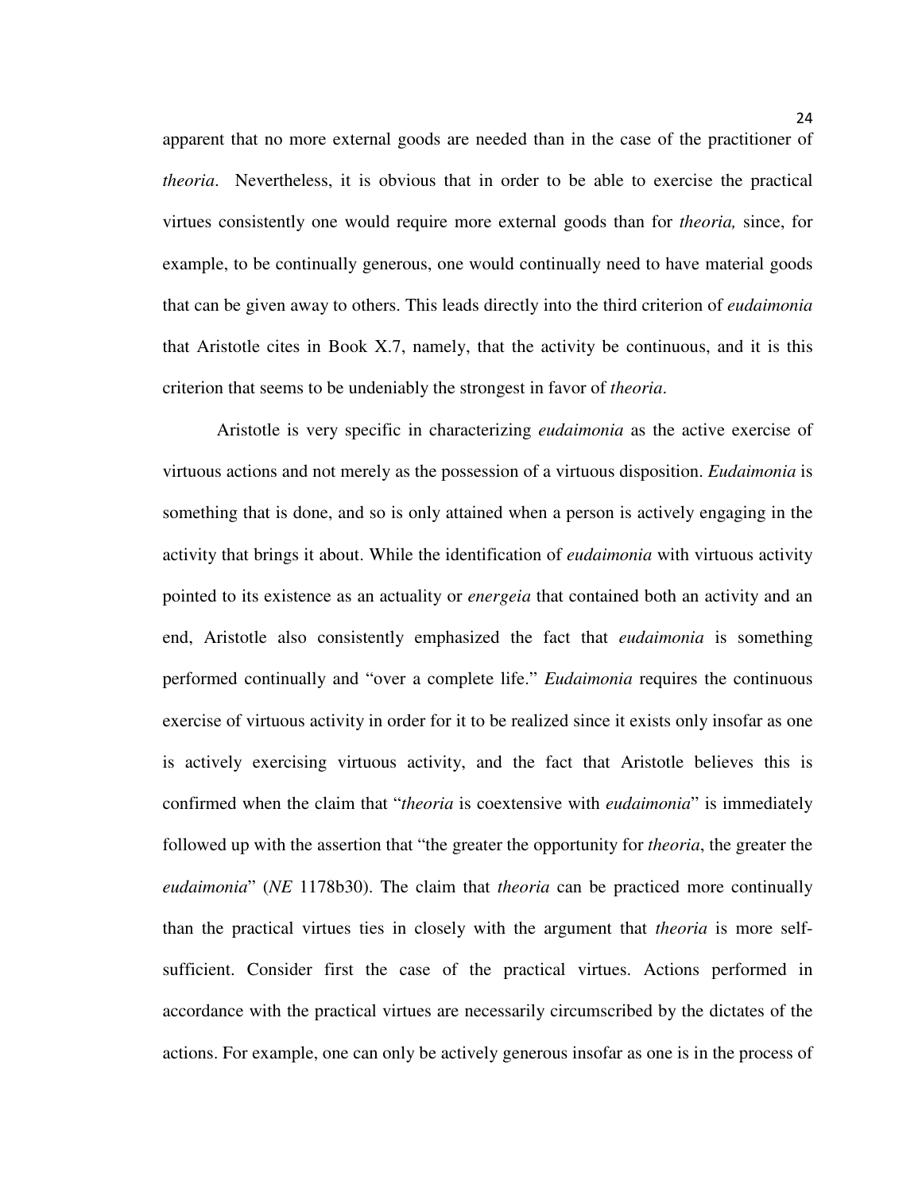apparent that no more external goods are needed than in the case of the practitioner of *theoria*. Nevertheless, it is obvious that in order to be able to exercise the practical virtues consistently one would require more external goods than for *theoria,* since, for example, to be continually generous, one would continually need to have material goods that can be given away to others. This leads directly into the third criterion of *eudaimonia* that Aristotle cites in Book X.7, namely, that the activity be continuous, and it is this criterion that seems to be undeniably the strongest in favor of *theoria*.

Aristotle is very specific in characterizing *eudaimonia* as the active exercise of virtuous actions and not merely as the possession of a virtuous disposition. *Eudaimonia* is something that is done, and so is only attained when a person is actively engaging in the activity that brings it about. While the identification of *eudaimonia* with virtuous activity pointed to its existence as an actuality or *energeia* that contained both an activity and an end, Aristotle also consistently emphasized the fact that *eudaimonia* is something performed continually and "over a complete life." *Eudaimonia* requires the continuous exercise of virtuous activity in order for it to be realized since it exists only insofar as one is actively exercising virtuous activity, and the fact that Aristotle believes this is confirmed when the claim that "*theoria* is coextensive with *eudaimonia*" is immediately followed up with the assertion that "the greater the opportunity for *theoria*, the greater the *eudaimonia*" (*NE* 1178b30). The claim that *theoria* can be practiced more continually than the practical virtues ties in closely with the argument that *theoria* is more self-sufficient. Consider first the case of the practical virtues. Actions performed in accordance with the practical virtues are necessarily circumscribed by the dictates of the actions. For example, one can only be actively generous insofar as one is in the process of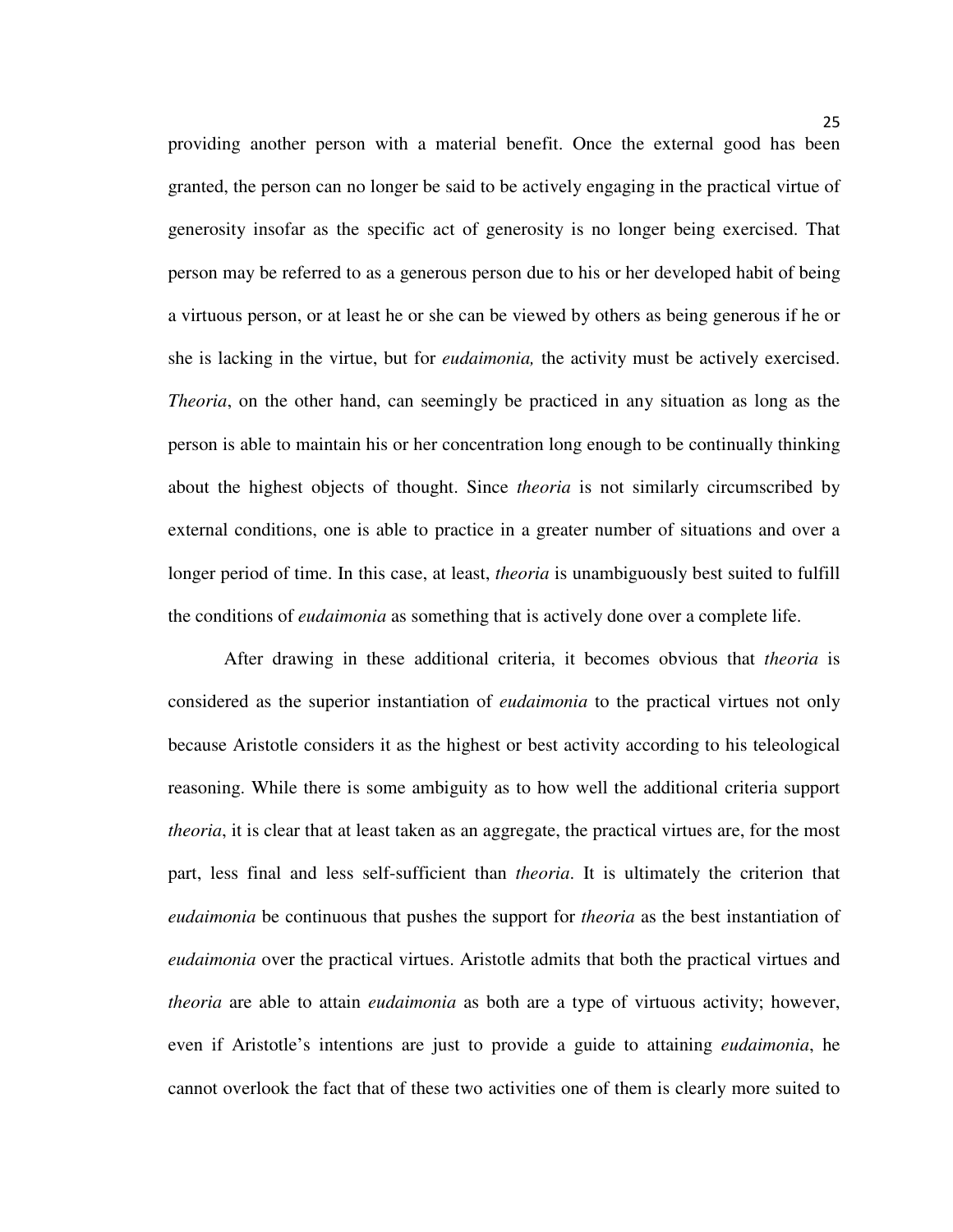providing another person with a material benefit. Once the external good has been granted, the person can no longer be said to be actively engaging in the practical virtue of generosity insofar as the specific act of generosity is no longer being exercised. That person may be referred to as a generous person due to his or her developed habit of being a virtuous person, or at least he or she can be viewed by others as being generous if he or she is lacking in the virtue, but for *eudaimonia,* the activity must be actively exercised. *Theoria*, on the other hand, can seemingly be practiced in any situation as long as the person is able to maintain his or her concentration long enough to be continually thinking about the highest objects of thought. Since *theoria* is not similarly circumscribed by external conditions, one is able to practice in a greater number of situations and over a longer period of time. In this case, at least, *theoria* is unambiguously best suited to fulfill the conditions of *eudaimonia* as something that is actively done over a complete life.

After drawing in these additional criteria, it becomes obvious that *theoria* is considered as the superior instantiation of *eudaimonia* to the practical virtues not only because Aristotle considers it as the highest or best activity according to his teleological reasoning. While there is some ambiguity as to how well the additional criteria support *theoria*, it is clear that at least taken as an aggregate, the practical virtues are, for the most part, less final and less self-sufficient than *theoria*. It is ultimately the criterion that *eudaimonia* be continuous that pushes the support for *theoria* as the best instantiation of *eudaimonia* over the practical virtues. Aristotle admits that both the practical virtues and *theoria* are able to attain *eudaimonia* as both are a type of virtuous activity; however, even if Aristotle's intentions are just to provide a guide to attaining *eudaimonia*, he cannot overlook the fact that of these two activities one of them is clearly more suited to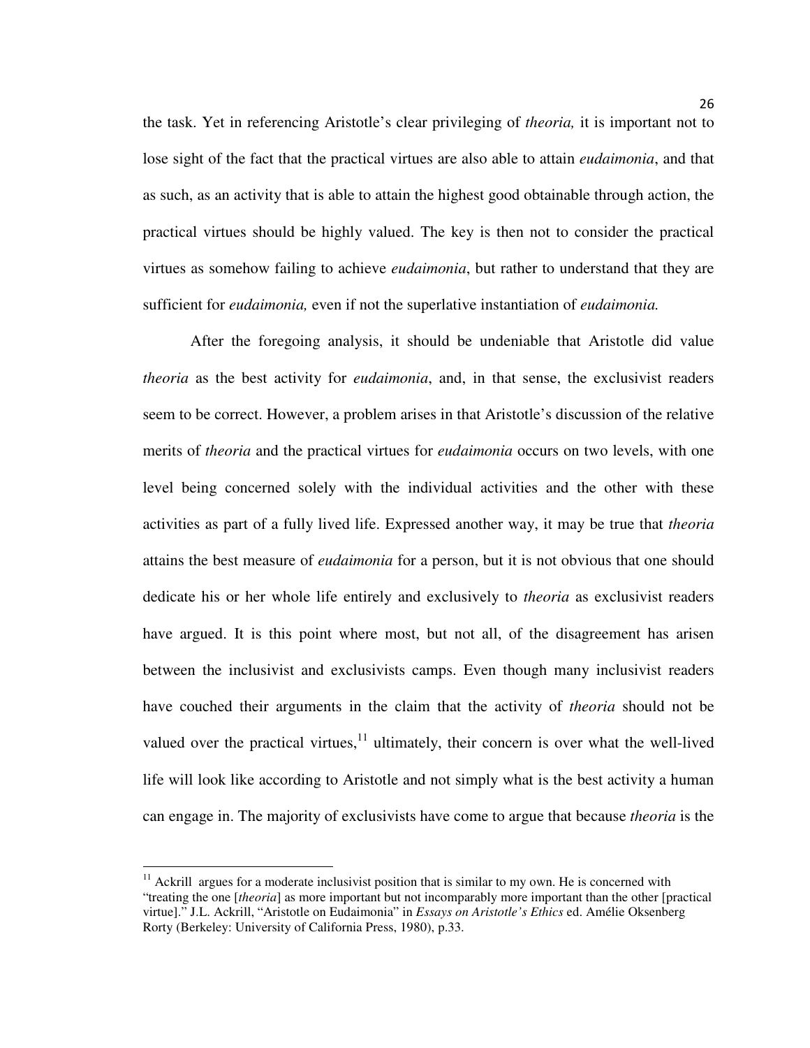the task. Yet in referencing Aristotle's clear privileging of *theoria,* it is important not to lose sight of the fact that the practical virtues are also able to attain *eudaimonia*, and that as such, as an activity that is able to attain the highest good obtainable through action, the practical virtues should be highly valued. The key is then not to consider the practical virtues as somehow failing to achieve *eudaimonia*, but rather to understand that they are sufficient for *eudaimonia,* even if not the superlative instantiation of *eudaimonia.*

After the foregoing analysis, it should be undeniable that Aristotle did value *theoria* as the best activity for *eudaimonia*, and, in that sense, the exclusivist readers seem to be correct. However, a problem arises in that Aristotle's discussion of the relative merits of *theoria* and the practical virtues for *eudaimonia* occurs on two levels, with one level being concerned solely with the individual activities and the other with these activities as part of a fully lived life. Expressed another way, it may be true that *theoria* attains the best measure of *eudaimonia* for a person, but it is not obvious that one should dedicate his or her whole life entirely and exclusively to *theoria* as exclusivist readers have argued. It is this point where most, but not all, of the disagreement has arisen between the inclusivist and exclusivists camps. Even though many inclusivist readers have couched their arguments in the claim that the activity of *theoria* should not be valued over the practical virtues,[11] ultimately, their concern is over what the well-lived life will look like according to Aristotle and not simply what is the best activity a human can engage in. The majority of exclusivists have come to argue that because *theoria* is the

[11] Ackrill argues for a moderate inclusivist position that is similar to my own. He is concerned with "treating the one [*theoria*] as more important but not incomparably more important than the other [practical virtue]." J.L. Ackrill, "Aristotle on Eudaimonia" in *Essays on Aristotle's Ethics* ed. Amélie Oksenberg Rorty (Berkeley: University of California Press, 1980), p.33.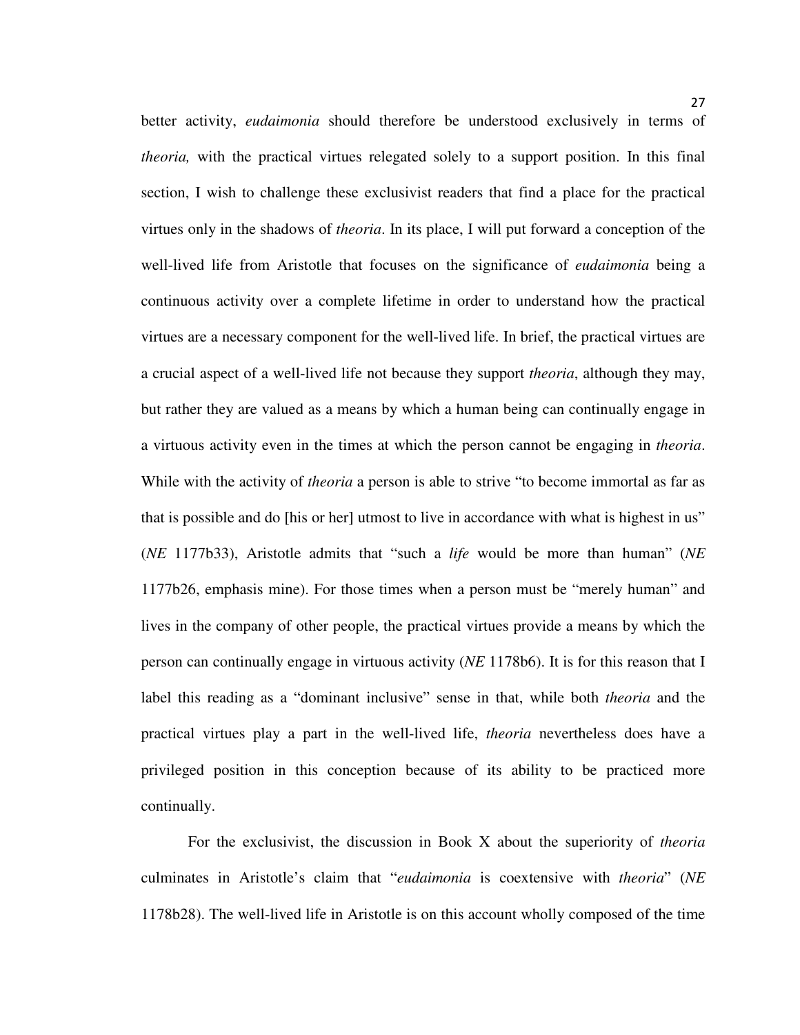better activity, *eudaimonia* should therefore be understood exclusively in terms of *theoria,* with the practical virtues relegated solely to a support position. In this final section, I wish to challenge these exclusivist readers that find a place for the practical virtues only in the shadows of *theoria*. In its place, I will put forward a conception of the well-lived life from Aristotle that focuses on the significance of *eudaimonia* being a continuous activity over a complete lifetime in order to understand how the practical virtues are a necessary component for the well-lived life. In brief, the practical virtues are a crucial aspect of a well-lived life not because they support *theoria*, although they may, but rather they are valued as a means by which a human being can continually engage in a virtuous activity even in the times at which the person cannot be engaging in *theoria*. While with the activity of *theoria* a person is able to strive "to become immortal as far as that is possible and do [his or her] utmost to live in accordance with what is highest in us" (*NE* 1177b33), Aristotle admits that "such a *life* would be more than human" (*NE* 1177b26, emphasis mine). For those times when a person must be "merely human" and lives in the company of other people, the practical virtues provide a means by which the person can continually engage in virtuous activity (*NE* 1178b6). It is for this reason that I label this reading as a "dominant inclusive" sense in that, while both *theoria* and the practical virtues play a part in the well-lived life, *theoria* nevertheless does have a privileged position in this conception because of its ability to be practiced more continually.

For the exclusivist, the discussion in Book X about the superiority of *theoria* culminates in Aristotle's claim that "*eudaimonia* is coextensive with *theoria*" (*NE* 1178b28). The well-lived life in Aristotle is on this account wholly composed of the time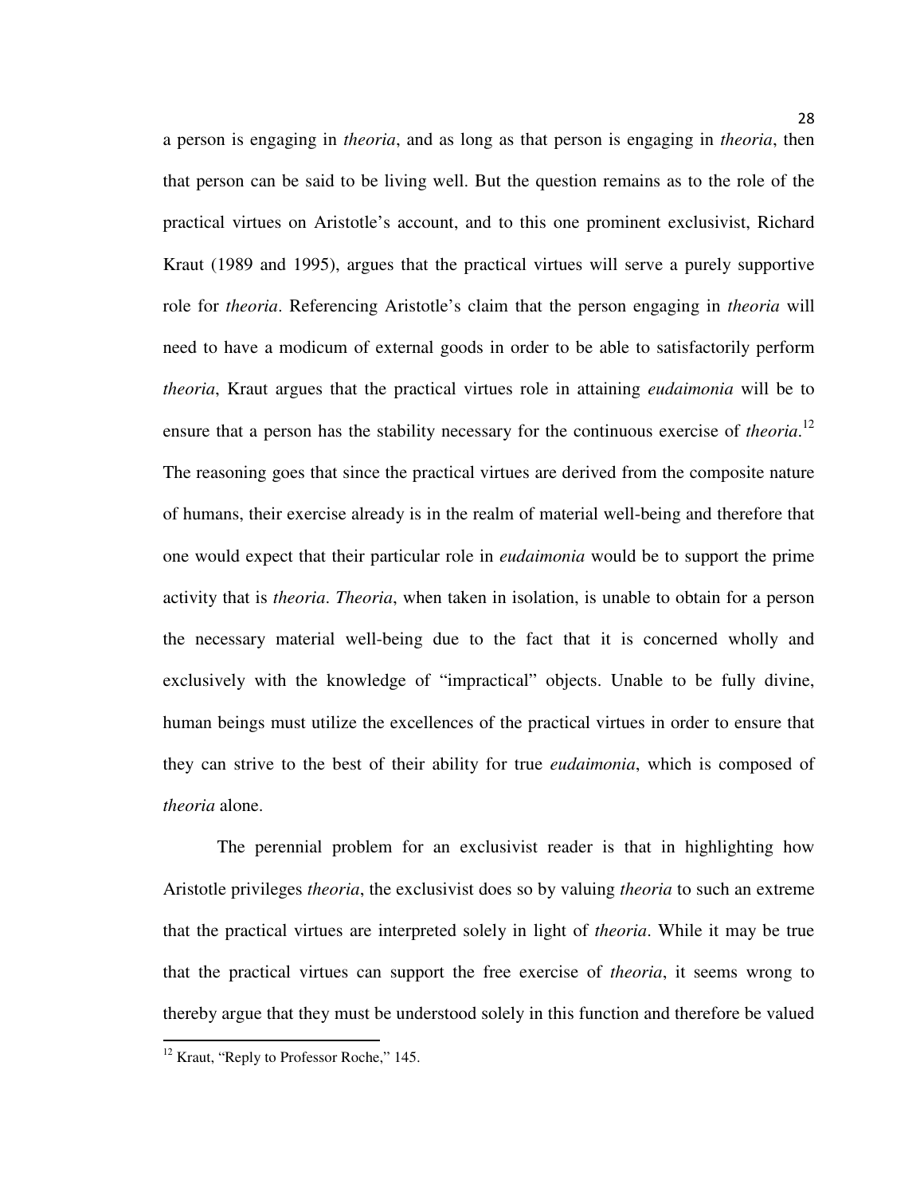a person is engaging in *theoria*, and as long as that person is engaging in *theoria*, then that person can be said to be living well. But the question remains as to the role of the practical virtues on Aristotle's account, and to this one prominent exclusivist, Richard Kraut (1989 and 1995), argues that the practical virtues will serve a purely supportive role for *theoria*. Referencing Aristotle's claim that the person engaging in *theoria* will need to have a modicum of external goods in order to be able to satisfactorily perform *theoria*, Kraut argues that the practical virtues role in attaining *eudaimonia* will be to ensure that a person has the stability necessary for the continuous exercise of *theoria*.[12] The reasoning goes that since the practical virtues are derived from the composite nature of humans, their exercise already is in the realm of material well-being and therefore that one would expect that their particular role in *eudaimonia* would be to support the prime activity that is *theoria*. *Theoria*, when taken in isolation, is unable to obtain for a person the necessary material well-being due to the fact that it is concerned wholly and exclusively with the knowledge of "impractical" objects. Unable to be fully divine, human beings must utilize the excellences of the practical virtues in order to ensure that they can strive to the best of their ability for true *eudaimonia*, which is composed of *theoria* alone.

The perennial problem for an exclusivist reader is that in highlighting how Aristotle privileges *theoria*, the exclusivist does so by valuing *theoria* to such an extreme that the practical virtues are interpreted solely in light of *theoria*. While it may be true that the practical virtues can support the free exercise of *theoria*, it seems wrong to thereby argue that they must be understood solely in this function and therefore be valued

[12] Kraut, "Reply to Professor Roche," 145.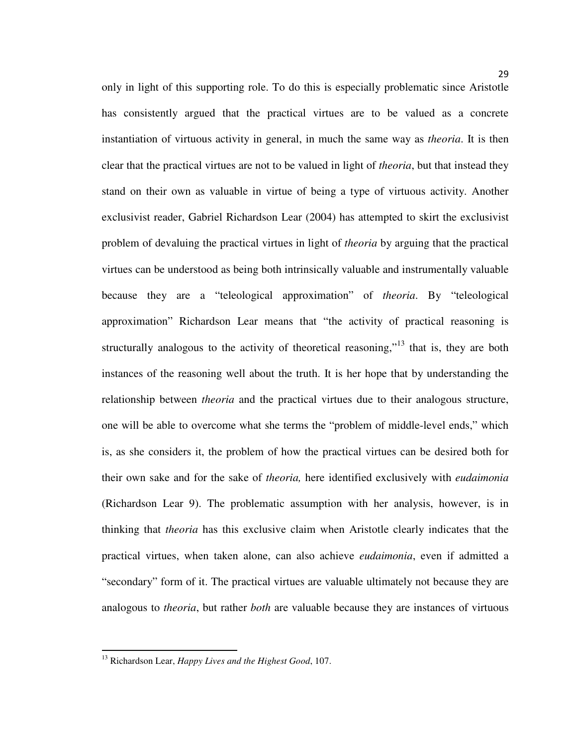only in light of this supporting role. To do this is especially problematic since Aristotle has consistently argued that the practical virtues are to be valued as a concrete instantiation of virtuous activity in general, in much the same way as *theoria*. It is then clear that the practical virtues are not to be valued in light of *theoria*, but that instead they stand on their own as valuable in virtue of being a type of virtuous activity. Another exclusivist reader, Gabriel Richardson Lear (2004) has attempted to skirt the exclusivist problem of devaluing the practical virtues in light of *theoria* by arguing that the practical virtues can be understood as being both intrinsically valuable and instrumentally valuable because they are a "teleological approximation" of *theoria*. By "teleological approximation" Richardson Lear means that "the activity of practical reasoning is structurally analogous to the activity of theoretical reasoning,"[13] that is, they are both instances of the reasoning well about the truth. It is her hope that by understanding the relationship between *theoria* and the practical virtues due to their analogous structure, one will be able to overcome what she terms the "problem of middle-level ends," which is, as she considers it, the problem of how the practical virtues can be desired both for their own sake and for the sake of *theoria,* here identified exclusively with *eudaimonia* (Richardson Lear 9). The problematic assumption with her analysis, however, is in thinking that *theoria* has this exclusive claim when Aristotle clearly indicates that the practical virtues, when taken alone, can also achieve *eudaimonia*, even if admitted a "secondary" form of it. The practical virtues are valuable ultimately not because they are analogous to *theoria*, but rather *both* are valuable because they are instances of virtuous

---

[13] Richardson Lear, *Happy Lives and the Highest Good*, 107.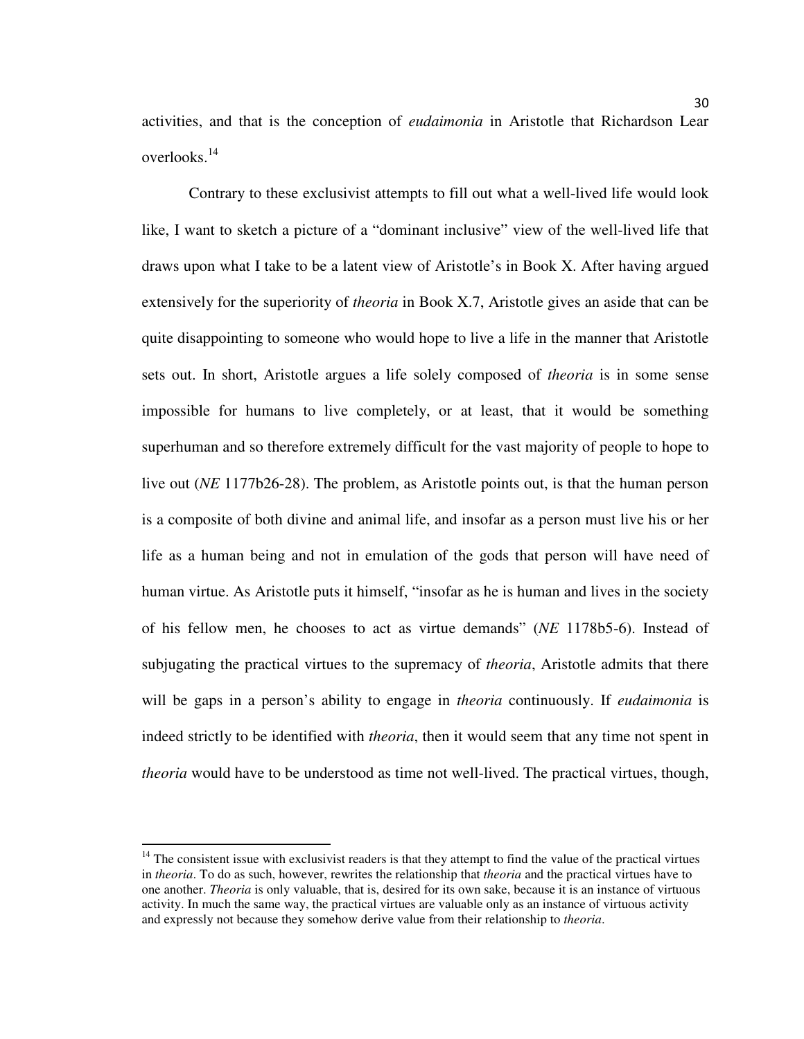activities, and that is the conception of *eudaimonia* in Aristotle that Richardson Lear overlooks.[14]

Contrary to these exclusivist attempts to fill out what a well-lived life would look like, I want to sketch a picture of a "dominant inclusive" view of the well-lived life that draws upon what I take to be a latent view of Aristotle's in Book X. After having argued extensively for the superiority of *theoria* in Book X.7, Aristotle gives an aside that can be quite disappointing to someone who would hope to live a life in the manner that Aristotle sets out. In short, Aristotle argues a life solely composed of *theoria* is in some sense impossible for humans to live completely, or at least, that it would be something superhuman and so therefore extremely difficult for the vast majority of people to hope to live out (*NE* 1177b26-28). The problem, as Aristotle points out, is that the human person is a composite of both divine and animal life, and insofar as a person must live his or her life as a human being and not in emulation of the gods that person will have need of human virtue. As Aristotle puts it himself, "insofar as he is human and lives in the society of his fellow men, he chooses to act as virtue demands" (*NE* 1178b5-6). Instead of subjugating the practical virtues to the supremacy of *theoria*, Aristotle admits that there will be gaps in a person's ability to engage in *theoria* continuously. If *eudaimonia* is indeed strictly to be identified with *theoria*, then it would seem that any time not spent in *theoria* would have to be understood as time not well-lived. The practical virtues, though,

[14] The consistent issue with exclusivist readers is that they attempt to find the value of the practical virtues in *theoria*. To do as such, however, rewrites the relationship that *theoria* and the practical virtues have to one another. *Theoria* is only valuable, that is, desired for its own sake, because it is an instance of virtuous activity. In much the same way, the practical virtues are valuable only as an instance of virtuous activity and expressly not because they somehow derive value from their relationship to *theoria*.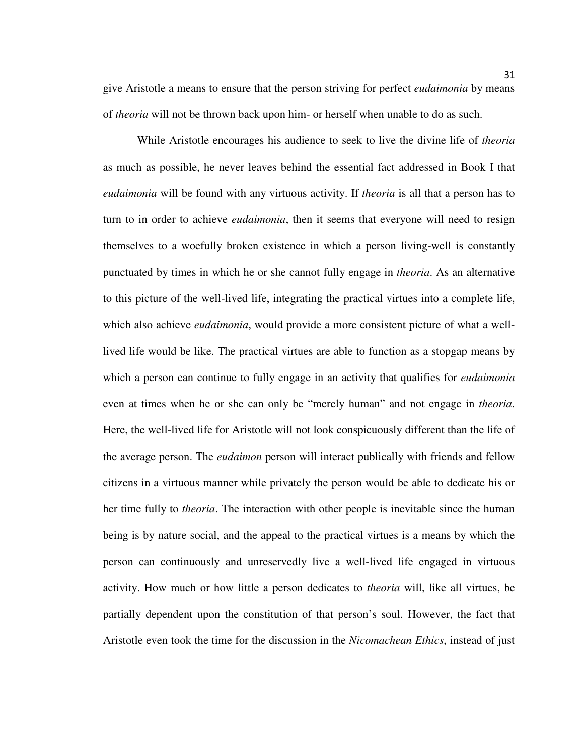give Aristotle a means to ensure that the person striving for perfect *eudaimonia* by means of *theoria* will not be thrown back upon him- or herself when unable to do as such.

While Aristotle encourages his audience to seek to live the divine life of *theoria* as much as possible, he never leaves behind the essential fact addressed in Book I that *eudaimonia* will be found with any virtuous activity. If *theoria* is all that a person has to turn to in order to achieve *eudaimonia*, then it seems that everyone will need to resign themselves to a woefully broken existence in which a person living-well is constantly punctuated by times in which he or she cannot fully engage in *theoria*. As an alternative to this picture of the well-lived life, integrating the practical virtues into a complete life, which also achieve *eudaimonia*, would provide a more consistent picture of what a well-lived life would be like. The practical virtues are able to function as a stopgap means by which a person can continue to fully engage in an activity that qualifies for *eudaimonia* even at times when he or she can only be "merely human" and not engage in *theoria*. Here, the well-lived life for Aristotle will not look conspicuously different than the life of the average person. The *eudaimon* person will interact publically with friends and fellow citizens in a virtuous manner while privately the person would be able to dedicate his or her time fully to *theoria*. The interaction with other people is inevitable since the human being is by nature social, and the appeal to the practical virtues is a means by which the person can continuously and unreservedly live a well-lived life engaged in virtuous activity. How much or how little a person dedicates to *theoria* will, like all virtues, be partially dependent upon the constitution of that person's soul. However, the fact that Aristotle even took the time for the discussion in the *Nicomachean Ethics*, instead of just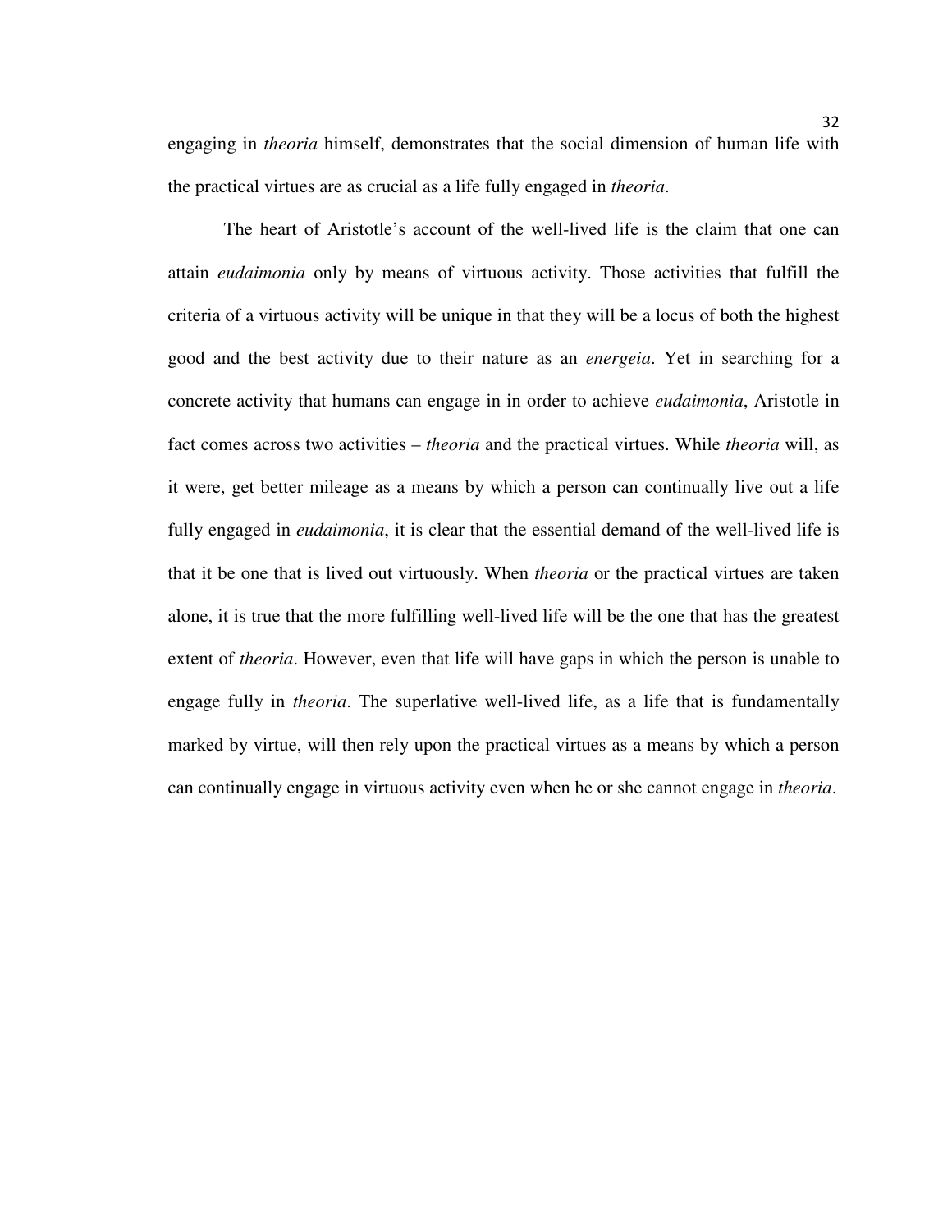engaging in *theoria* himself, demonstrates that the social dimension of human life with the practical virtues are as crucial as a life fully engaged in *theoria*.

The heart of Aristotle's account of the well-lived life is the claim that one can attain *eudaimonia* only by means of virtuous activity. Those activities that fulfill the criteria of a virtuous activity will be unique in that they will be a locus of both the highest good and the best activity due to their nature as an *energeia*. Yet in searching for a concrete activity that humans can engage in in order to achieve *eudaimonia*, Aristotle in fact comes across two activities – *theoria* and the practical virtues. While *theoria* will, as it were, get better mileage as a means by which a person can continually live out a life fully engaged in *eudaimonia*, it is clear that the essential demand of the well-lived life is that it be one that is lived out virtuously. When *theoria* or the practical virtues are taken alone, it is true that the more fulfilling well-lived life will be the one that has the greatest extent of *theoria*. However, even that life will have gaps in which the person is unable to engage fully in *theoria*. The superlative well-lived life, as a life that is fundamentally marked by virtue, will then rely upon the practical virtues as a means by which a person can continually engage in virtuous activity even when he or she cannot engage in *theoria*.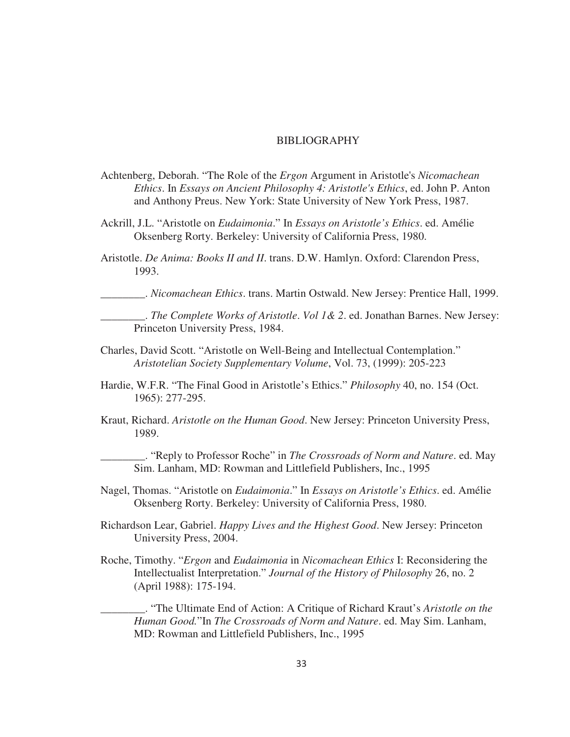# BIBLIOGRAPHY

Achtenberg, Deborah. "The Role of the *Ergon* Argument in Aristotle's *Nicomachean Ethics*. In *Essays on Ancient Philosophy 4: Aristotle's Ethics*, ed. John P. Anton and Anthony Preus. New York: State University of New York Press, 1987.

Ackrill, J.L. "Aristotle on *Eudaimonia*." In *Essays on Aristotle's Ethics*. ed. Amélie Oksenberg Rorty. Berkeley: University of California Press, 1980.

Aristotle. *De Anima: Books II and II*. trans. D.W. Hamlyn. Oxford: Clarendon Press, 1993.

________. *Nicomachean Ethics*. trans. Martin Ostwald. New Jersey: Prentice Hall, 1999.

________. *The Complete Works of Aristotle*. *Vol 1& 2*. ed. Jonathan Barnes. New Jersey: Princeton University Press, 1984.

Charles, David Scott. "Aristotle on Well-Being and Intellectual Contemplation." *Aristotelian Society Supplementary Volume*, Vol. 73, (1999): 205-223

Hardie, W.F.R. "The Final Good in Aristotle's Ethics." *Philosophy* 40, no. 154 (Oct. 1965): 277-295.

Kraut, Richard. *Aristotle on the Human Good*. New Jersey: Princeton University Press, 1989.

________. "Reply to Professor Roche" in *The Crossroads of Norm and Nature*. ed. May Sim. Lanham, MD: Rowman and Littlefield Publishers, Inc., 1995

Nagel, Thomas. "Aristotle on *Eudaimonia*." In *Essays on Aristotle's Ethics*. ed. Amélie Oksenberg Rorty. Berkeley: University of California Press, 1980.

Richardson Lear, Gabriel. *Happy Lives and the Highest Good*. New Jersey: Princeton University Press, 2004.

Roche, Timothy. "*Ergon* and *Eudaimonia* in *Nicomachean Ethics* I: Reconsidering the Intellectualist Interpretation." *Journal of the History of Philosophy* 26, no. 2 (April 1988): 175-194.

________. "The Ultimate End of Action: A Critique of Richard Kraut's *Aristotle on the Human Good.*"In *The Crossroads of Norm and Nature*. ed. May Sim. Lanham, MD: Rowman and Littlefield Publishers, Inc., 1995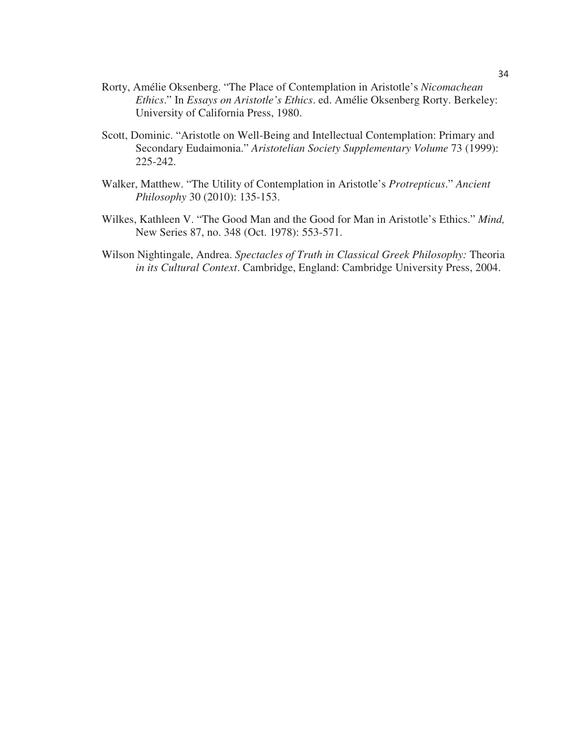Rorty, Amélie Oksenberg. "The Place of Contemplation in Aristotle's *Nicomachean Ethics*." In *Essays on Aristotle's Ethics*. ed. Amélie Oksenberg Rorty. Berkeley: University of California Press, 1980.

Scott, Dominic. "Aristotle on Well-Being and Intellectual Contemplation: Primary and Secondary Eudaimonia." *Aristotelian Society Supplementary Volume* 73 (1999): 225-242.

Walker, Matthew. "The Utility of Contemplation in Aristotle's *Protrepticus*." *Ancient Philosophy* 30 (2010): 135-153.

Wilkes, Kathleen V. "The Good Man and the Good for Man in Aristotle's Ethics." *Mind,* New Series 87, no. 348 (Oct. 1978): 553-571.

Wilson Nightingale, Andrea. *Spectacles of Truth in Classical Greek Philosophy:* Theoria *in its Cultural Context*. Cambridge, England: Cambridge University Press, 2004.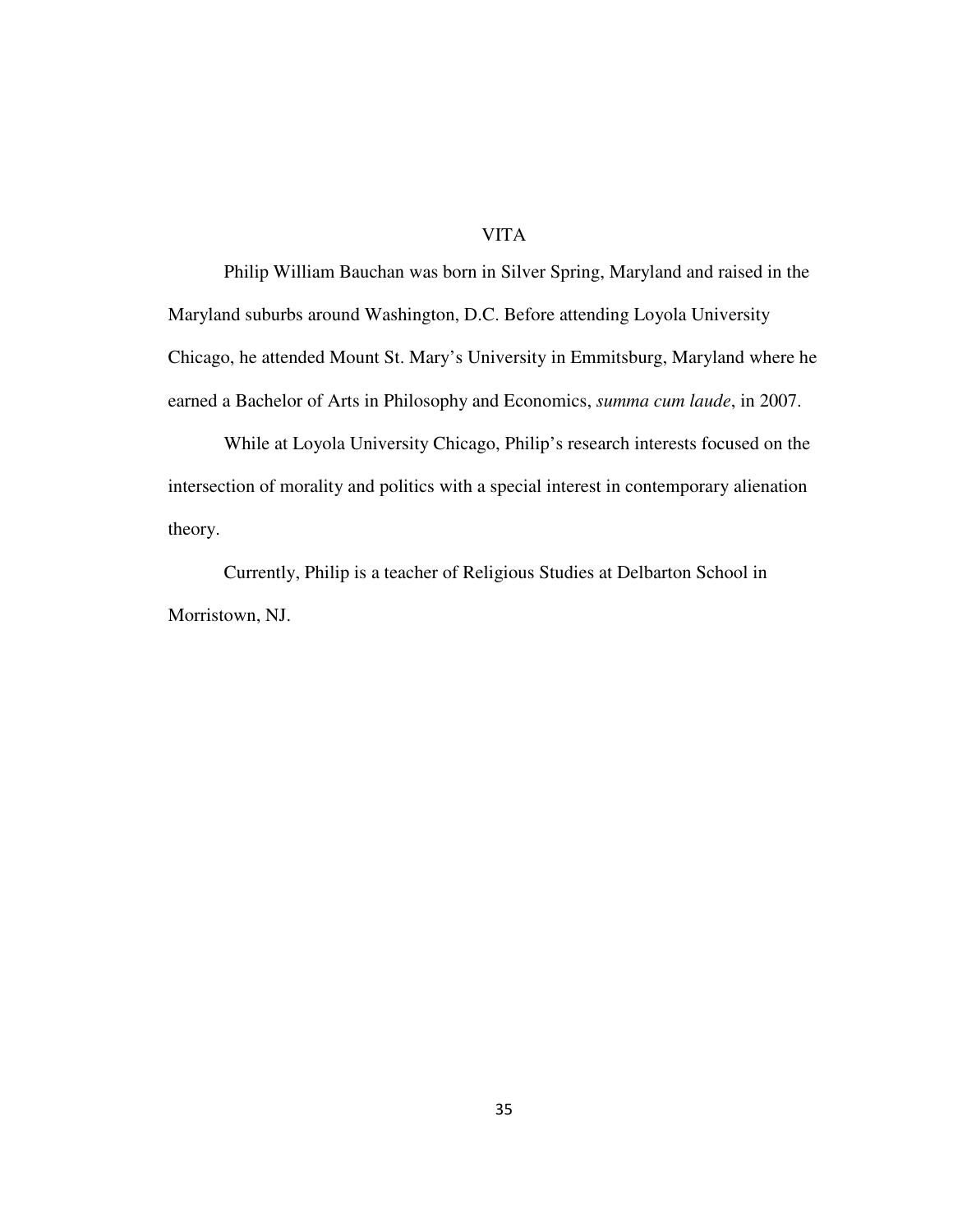# VITA

Philip William Bauchan was born in Silver Spring, Maryland and raised in the Maryland suburbs around Washington, D.C. Before attending Loyola University Chicago, he attended Mount St. Mary's University in Emmitsburg, Maryland where he earned a Bachelor of Arts in Philosophy and Economics, *summa cum laude*, in 2007.

While at Loyola University Chicago, Philip's research interests focused on the intersection of morality and politics with a special interest in contemporary alienation theory.

Currently, Philip is a teacher of Religious Studies at Delbarton School in Morristown, NJ.